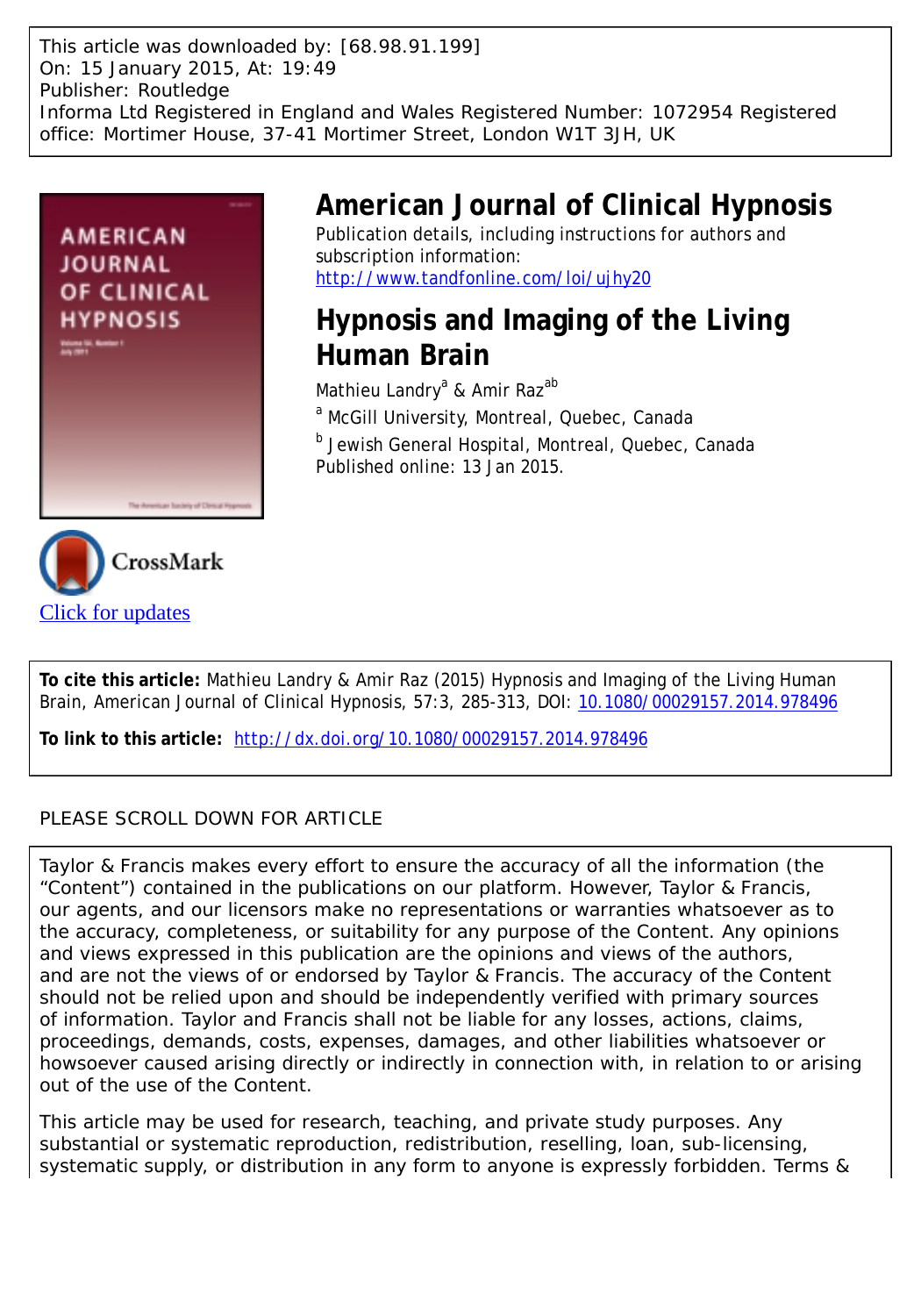This article was downloaded by: [68.98.91.199]
On: 15 January 2015, At: 19:49
Publisher: Routledge
Informa Ltd Registered in England and Wales Registered Number: 1072954 Registered office: Mortimer House, 37-41 Mortimer Street, London W1T 3JH, UK

# American Journal of Clinical Hypnosis

Publication details, including instructions for authors and subscription information:
http://www.tandfonline.com/loi/ujhy20

## Hypnosis and Imaging of the Living Human Brain

Mathieu Landry[a] & Amir Raz[ab]

[a] McGill University, Montreal, Quebec, Canada

[b] Jewish General Hospital, Montreal, Quebec, Canada

Published online: 13 Jan 2015.

Click for updates

**To cite this article:** Mathieu Landry & Amir Raz (2015) Hypnosis and Imaging of the Living Human Brain, American Journal of Clinical Hypnosis, 57:3, 285-313, DOI: 10.1080/00029157.2014.978496

**To link to this article:** http://dx.doi.org/10.1080/00029157.2014.978496

PLEASE SCROLL DOWN FOR ARTICLE

Taylor & Francis makes every effort to ensure the accuracy of all the information (the "Content") contained in the publications on our platform. However, Taylor & Francis, our agents, and our licensors make no representations or warranties whatsoever as to the accuracy, completeness, or suitability for any purpose of the Content. Any opinions and views expressed in this publication are the opinions and views of the authors, and are not the views of or endorsed by Taylor & Francis. The accuracy of the Content should not be relied upon and should be independently verified with primary sources of information. Taylor and Francis shall not be liable for any losses, actions, claims, proceedings, demands, costs, expenses, damages, and other liabilities whatsoever or howsoever caused arising directly or indirectly in connection with, in relation to or arising out of the use of the Content.

This article may be used for research, teaching, and private study purposes. Any substantial or systematic reproduction, redistribution, reselling, loan, sub-licensing, systematic supply, or distribution in any form to anyone is expressly forbidden. Terms &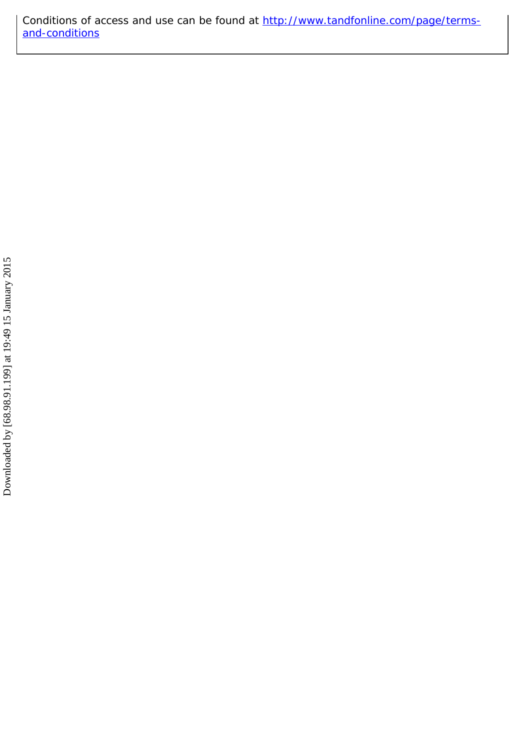Conditions of access and use can be found at [http://www.tandfonline.com/page/terms-and-conditions](http://www.tandfonline.com/page/terms-and-conditions)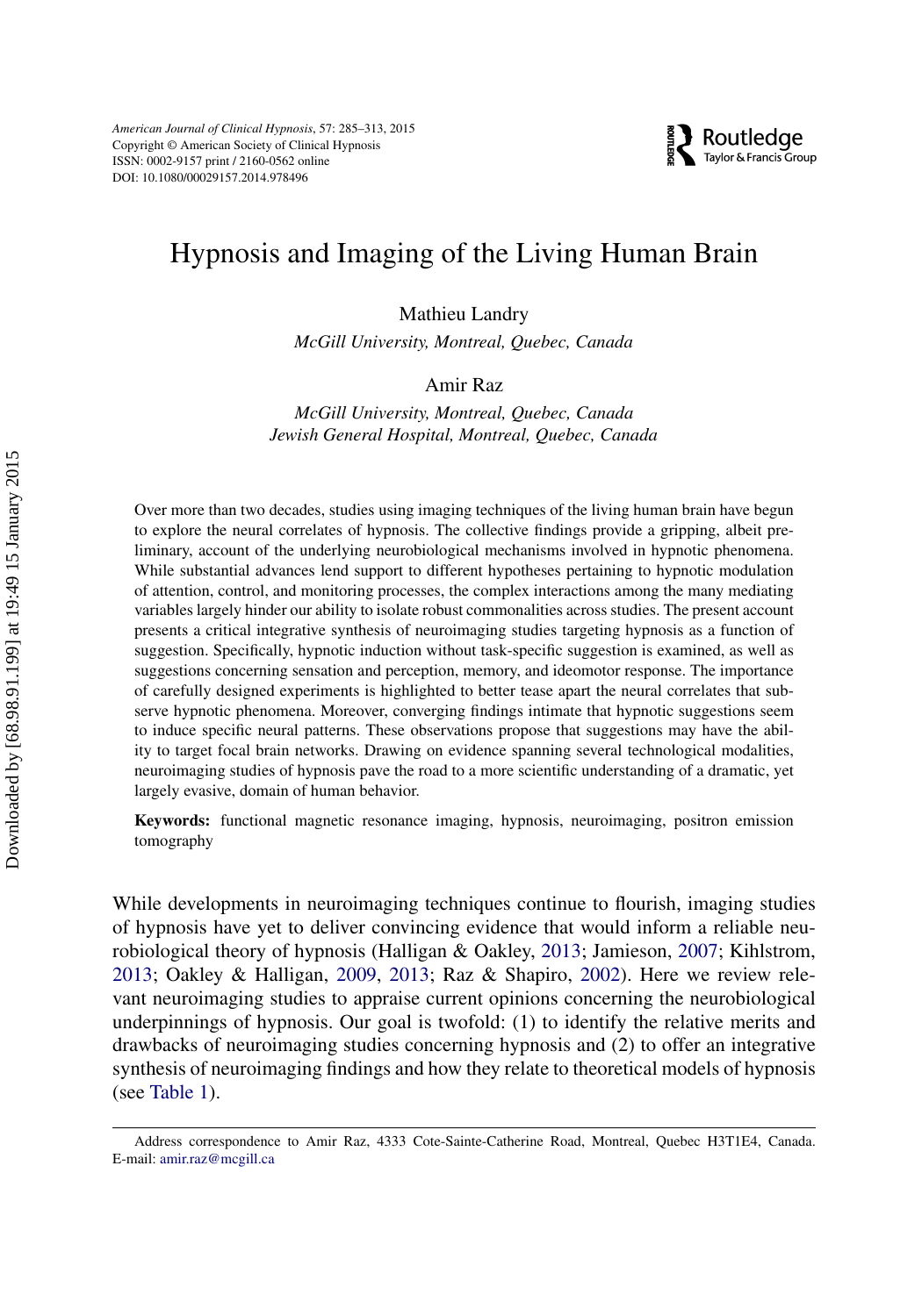# Hypnosis and Imaging of the Living Human Brain

Mathieu Landry

*McGill University, Montreal, Quebec, Canada*

Amir Raz

*McGill University, Montreal, Quebec, Canada*
*Jewish General Hospital, Montreal, Quebec, Canada*

Over more than two decades, studies using imaging techniques of the living human brain have begun to explore the neural correlates of hypnosis. The collective findings provide a gripping, albeit preliminary, account of the underlying neurobiological mechanisms involved in hypnotic phenomena. While substantial advances lend support to different hypotheses pertaining to hypnotic modulation of attention, control, and monitoring processes, the complex interactions among the many mediating variables largely hinder our ability to isolate robust commonalities across studies. The present account presents a critical integrative synthesis of neuroimaging studies targeting hypnosis as a function of suggestion. Specifically, hypnotic induction without task-specific suggestion is examined, as well as suggestions concerning sensation and perception, memory, and ideomotor response. The importance of carefully designed experiments is highlighted to better tease apart the neural correlates that subserve hypnotic phenomena. Moreover, converging findings intimate that hypnotic suggestions seem to induce specific neural patterns. These observations propose that suggestions may have the ability to target focal brain networks. Drawing on evidence spanning several technological modalities, neuroimaging studies of hypnosis pave the road to a more scientific understanding of a dramatic, yet largely evasive, domain of human behavior.

**Keywords:** functional magnetic resonance imaging, hypnosis, neuroimaging, positron emission tomography

While developments in neuroimaging techniques continue to flourish, imaging studies of hypnosis have yet to deliver convincing evidence that would inform a reliable neurobiological theory of hypnosis (Halligan & Oakley, 2013; Jamieson, 2007; Kihlstrom, 2013; Oakley & Halligan, 2009, 2013; Raz & Shapiro, 2002). Here we review relevant neuroimaging studies to appraise current opinions concerning the neurobiological underpinnings of hypnosis. Our goal is twofold: (1) to identify the relative merits and drawbacks of neuroimaging studies concerning hypnosis and (2) to offer an integrative synthesis of neuroimaging findings and how they relate to theoretical models of hypnosis (see Table 1).

Address correspondence to Amir Raz, 4333 Cote-Sainte-Catherine Road, Montreal, Quebec H3T1E4, Canada. E-mail: amir.raz@mcgill.ca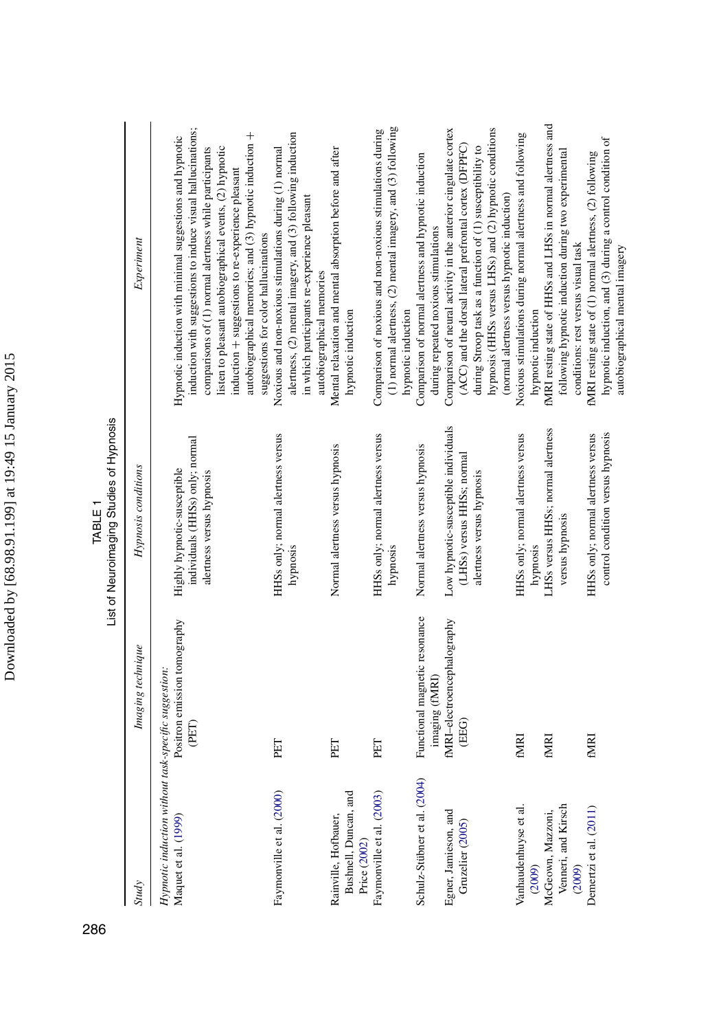TABLE 1
List of Neuroimaging Studies of Hypnosis

| Study | Imaging technique | Hypnosis conditions | Experiment |
|---|---|---|---|
| *Hypnotic induction without task-specific suggestion:* | | | |
| Maquet et al. (1999) | Positron emission tomography (PET) | Highly hypnotic-susceptible individuals (HHSs) only; normal alertness versus hypnosis | Hypnotic induction with minimal suggestions and hypnotic induction with suggestions to induce visual hallucinations; comparisons of (1) normal alertness while participants listen to pleasant autobiographical events, (2) hypnotic induction + suggestions to re-experience pleasant autobiographical memories; and (3) hypnotic induction + suggestions for color hallucinations |
| Faymonville et al. (2000) | PET | HHSs only; normal alertness versus hypnosis | Noxious and non-noxious stimulations during (1) normal alertness, (2) mental imagery, and (3) following induction in which participants re-experience pleasant autobiographical memories |
| Rainville, Hofbauer, Bushnell, Duncan, and Price (2002) | PET | Normal alertness versus hypnosis | Mental relaxation and mental absorption before and after hypnotic induction |
| Faymonville et al. (2003) | PET | HHSs only; normal alertness versus hypnosis | Comparison of noxious and non-noxious stimulations during (1) normal alertness, (2) mental imagery, and (3) following hypnotic induction |
| Schulz-Stübner et al. (2004) | Functional magnetic resonance imaging (fMRI) | Normal alertness versus hypnosis | Comparison of normal alertness and hypnotic induction during repeated noxious stimulations |
| Egner, Jamieson, and Gruzelier (2005) | fMRI–electroencephalography (EEG) | Low hypnotic-susceptible individuals (LHSs) versus HHSs; normal alertness versus hypnosis | Comparison of neural activity in the anterior cingulate cortex (ACC) and the dorsal lateral prefrontal cortex (DLPFC) during Stroop task as a function of (1) susceptibility to hypnosis (HHSs versus LHSs) and (2) hypnotic conditions (normal alertness versus hypnotic induction) |
| Vanhaudenhuyse et al. (2009) | fMRI | HHSs only; normal alertness versus hypnosis | Noxious stimulations during normal alertness and following hypnotic induction |
| McGeown, Mazzoni, Venneri, and Kirsch (2009) | fMRI | LHSs versus HHSs; normal alertness versus hypnosis | fMRI resting state of HHSs and LHSs in normal alertness and following hypnotic induction during two experimental conditions: rest versus visual task |
| Demertzi et al. (2011) | fMRI | HHSs only; normal alertness versus control condition versus hypnosis | fMRI resting state of (1) normal alertness, (2) following hypnotic induction, and (3) during a control condition of autobiographical mental imagery |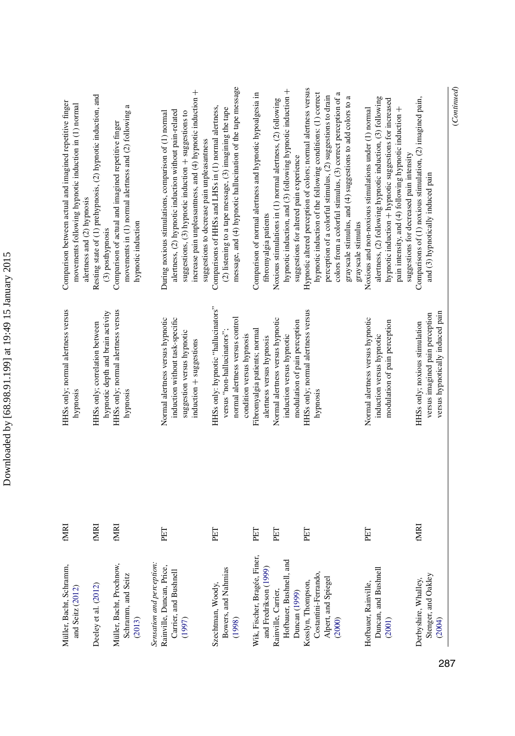| | | | |
|---|---|---|---|
| Müller, Bacht, Schramm, and Seitz (2012) | fMRI | HHSs only; normal alertness versus hypnosis | Comparison between actual and imagined repetitive finger movements following hypnotic induction in (1) normal alertness and (2) hypnosis |
| Deeley et al. (2012) | fMRI | HHSs only; correlation between hypnotic depth and brain activity | Resting state of (1) prehypnosis, (2) hypnotic induction, and (3) posthypnosis |
| Müller, Bacht, Prochnow, Schramm, and Seitz (2013) | fMRI | HHSs only; normal alertness versus hypnosis | Comparison of actual and imagined repetitive finger movements in (1) normal alertness and (2) following a hypnotic induction |
| *Sensation and perception:* | | | |
| Rainville, Duncan, Price, Carrier, and Bushnell (1997) | PET | Normal alertness versus hypnotic induction without task-specific suggestion versus hypnotic induction + suggestions | During noxious stimulations, comparison of (1) normal alertness, (2) hypnotic induction without pain-related suggestions, (3) hypnotic induction + suggestions to increase pain unpleasantness, and (4) hypnotic induction + suggestions to decrease pain unpleasantness |
| Szechtman, Woody, Bowers, and Nahmias (1998) | PET | HHSs only: hypnotic "hallucinators" versus "non-hallucinators"; normal alertness versus control condition versus hypnosis | Comparisons of HHSs and LHSs in (1) normal alertness, (2) listening to a tape message, (3) imagining the tape message, and (4) hypnotic hallucination of the tape message |
| Wik, Fischer, Bragée, Finer, and Fredrikson (1999) | PET | Fibromyalgia patients; normal alertness versus hypnosis | Comparison of normal alertness and hypnotic hypoalgesia in fibromyalgia patients |
| Rainville, Carrier, Hofbauer, Bushnell, and Duncan (1999) | PET | Normal alertness versus hypnotic induction versus hypnotic modulation of pain perception | Noxious stimulations in (1) normal alertness, (2) following hypnotic induction, and (3) following hypnotic induction + suggestions for altered pain experience |
| Kosslyn, Thompson, Costantini-Ferrando, Alpert, and Spiegel (2000) | PET | HHSs only; normal alertness versus hypnosis | Hypnotic altered perception of colors; normal alertness versus hypnotic induction of the following conditions: (1) correct perception of a colorful stimulus, (2) suggestions to drain colors from a colorful stimulus, (3) correct perception of a grayscale stimulus, and (4) suggestions to add colors to a grayscale stimulus |
| Hofbauer, Rainville, Duncan, and Bushnell (2001) | PET | Normal alertness versus hypnotic induction versus hypnotic modulation of pain perception | Noxious and non-noxious stimulations under (1) normal alertness, (2) following hypnotic induction, (3) following hypnotic induction + hypnotic suggestions for increased pain intensity, and (4) following hypnotic induction + suggestions for decreased pain intensity |
| Derbyshire, Whalley, Stenger, and Oakley (2004) | fMRI | HHSs only; noxious stimulation versus imagined pain perception versus hypnotically induced pain | Comparisons of (1) noxious stimulation, (2) imagined pain, and (3) hypnotically induced pain |

(*Continued*)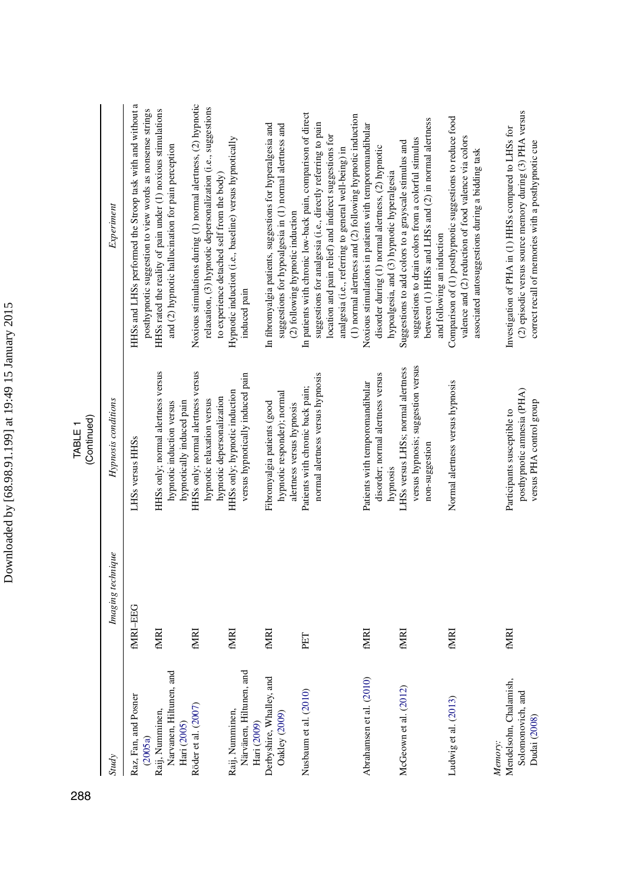TABLE 1
(Continued)

| Study | Imaging technique | Hypnosis conditions | Experiment |
|---|---|---|---|
| Raz, Fan, and Posner (2005a) | fMRI–EEG | LHSs versus HHSs | HHSs and LHSs performed the Stroop task with and without a posthypnotic suggestion to view words as nonsense strings |
| Raij, Numminen, Narvanen, Hiltunen, and Hari (2005) | fMRI | HHSs only; normal alertness versus hypnotic induction versus hypnotically induced pain | HHSs rated the reality of pain under (1) noxious stimulations and (2) hypnotic hallucination for pain perception |
| Röder et al. (2007) | fMRI | HHSs only; normal alertness versus hypnotic relaxation versus hypnotic depersonalization | Noxious stimulations during (1) normal alertness, (2) hypnotic relaxation, (3) hypnotic depersonalization (i.e., suggestions to experience detached self from the body) |
| Raij, Numminen, Närvänen, Hiltunen, and Hari (2009) | fMRI | HHSs only; hypnotic induction versus hypnotically induced pain | Hypnotic induction (i.e., baseline) versus hypnotically induced pain |
| Derbyshire, Whalley, and Oakley (2009) | fMRI | Fibromyalgia patients (good hypnotic responder); normal alertness versus hypnosis | In fibromyalgia patients, suggestions for hyperalgesia and suggestions for hypoalgesia in (1) normal alertness and (2) following hypnotic induction |
| Nusbaum et al. (2010) | PET | Patients with chronic back pain; normal alertness versus hypnosis | In patients with chronic low-back pain, comparison of direct suggestions for analgesia (i.e., directly referring to pain location and pain relief) and indirect suggestions for analgesia (i.e., referring to general well-being) in (1) normal alertness and (2) following hypnotic induction |
| Abrahamsen et al. (2010) | fMRI | Patients with temporomandibular disorder; normal alertness versus hypnosis | Noxious stimulations in patients with temporomandibular disorder during (1) normal alertness, (2) hypnotic hypoalgesia, and (3) hypnotic hyperalgesia |
| McGeown et al. (2012) | fMRI | LHSs versus LHSs; normal alertness versus hypnosis; suggestion versus non-suggestion | Suggestions to add colors to a grayscale stimulus and suggestions to drain colors from a colorful stimulus between (1) HHSs and LHSs and (2) in normal alertness and following an induction |
| Ludwig et al. (2013) | fMRI | Normal alertness versus hypnosis | Comparison of (1) posthypnotic suggestions to reduce food valence and (2) reduction of food valence via colors associated autosuggestions during a bidding task |
| *Memory:* | | | |
| Mendelsohn, Chalamish, Solomonovich, and Dudai (2008) | fMRI | Participants susceptible to posthypnotic amnesia (PHA) versus PHA control group | Investigation of PHA in (1) HHSs compared to LHSs for (2) episodic versus source memory during (3) PHA versus correct recall of memories with a posthypnotic cue |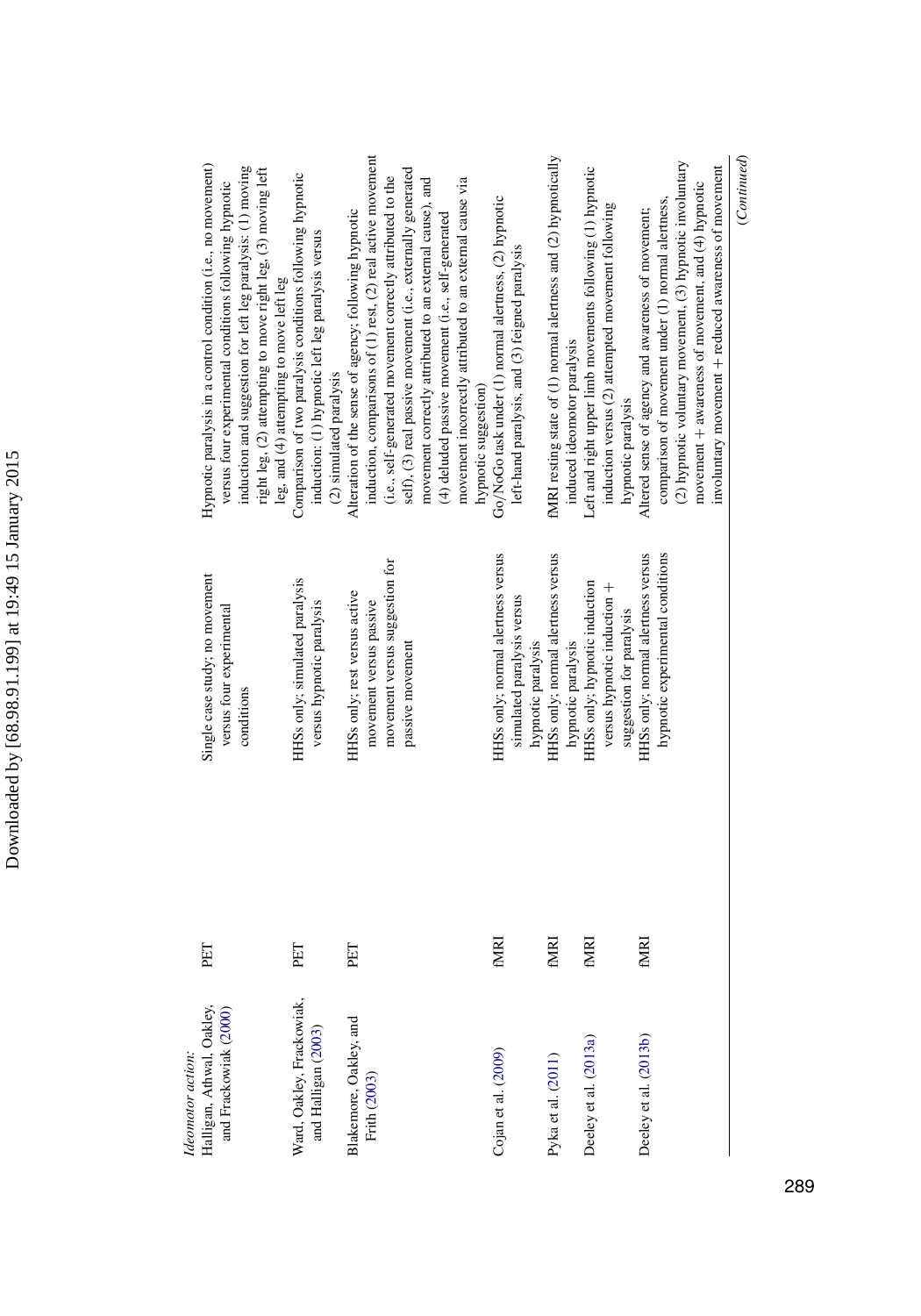| | | | |
|---|---|---|---|
| *Ideomotor action:* | | | |
| Halligan, Athwal, Oakley, and Frackowiak (2000) | PET | Single case study; no movement versus four experimental conditions | Hypnotic paralysis in a control condition (i.e., no movement) versus four experimental conditions following hypnotic induction and suggestion for left leg paralysis: (1) moving right leg, (2) attempting to move right leg, (3) moving left leg, and (4) attempting to move left leg |
| Ward, Oakley, Frackowiak, and Halligan (2003) | PET | HHSs only; simulated paralysis versus hypnotic paralysis | Comparison of two paralysis conditions following hypnotic induction: (1) hypnotic left leg paralysis versus (2) simulated paralysis |
| Blakemore, Oakley, and Frith (2003) | PET | HHSs only; rest versus active movement versus passive movement versus suggestion for passive movement | Alteration of the sense of agency; following hypnotic induction, comparisons of (1) rest, (2) real active movement (i.e., self-generated movement correctly attributed to the self), (3) real passive movement (i.e., externally generated movement correctly attributed to an external cause), and (4) deluded passive movement (i.e., self-generated movement incorrectly attributed to an external cause via hypnotic suggestion) |
| Cojan et al. (2009) | fMRI | HHSs only; normal alertness versus simulated paralysis versus hypnotic paralysis | Go/NoGo task under (1) normal alertness, (2) hypnotic left-hand paralysis, and (3) feigned paralysis |
| Pyka et al. (2011) | fMRI | HHSs only; normal alertness versus hypnotic paralysis | fMRI resting state of (1) normal alertness and (2) hypnotically induced ideomotor paralysis |
| Deeley et al. (2013a) | fMRI | HHSs only; hypnotic induction versus hypnotic induction + suggestion for paralysis | Left and right upper limb movements following (1) hypnotic induction versus (2) attempted movement following hypnotic paralysis |
| Deeley et al. (2013b) | fMRI | HHSs only; normal alertness versus hypnotic experimental conditions | Altered sense of agency and awareness of movement; comparison of movement under (1) normal alertness, (2) hypnotic voluntary movement, (3) hypnotic involuntary movement + awareness of movement, and (4) hypnotic involuntary movement + reduced awareness of movement |

(*Continued*)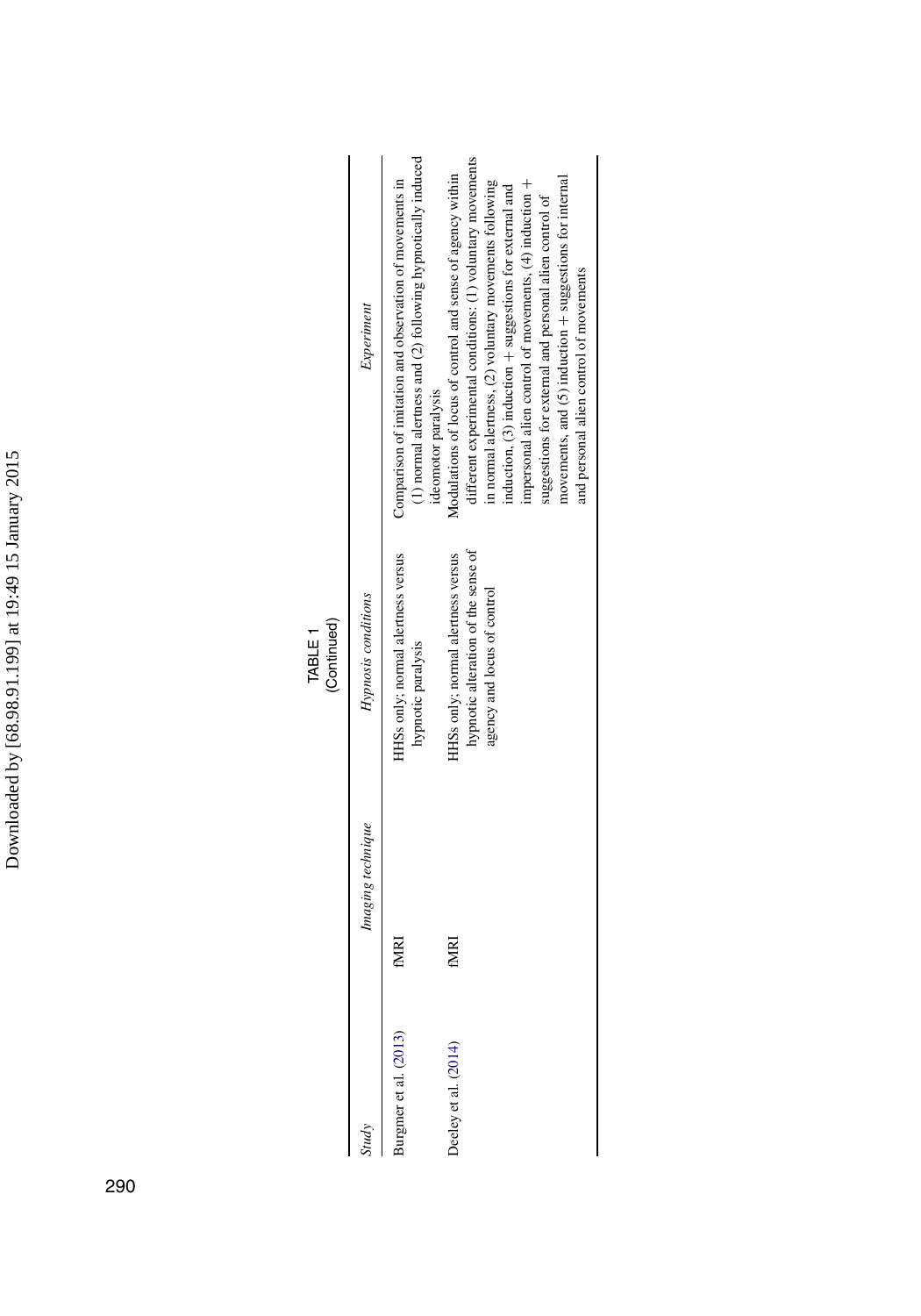TABLE 1
(Continued)

| Study | Imaging technique | Hypnosis conditions | Experiment |
|---|---|---|---|
| Burgmer et al. (2013) | fMRI | HHSs only; normal alertness versus hypnotic paralysis | Comparison of imitation and observation of movements in (1) normal alertness and (2) following hypnotically induced ideomotor paralysis |
| Deeley et al. (2014) | fMRI | HHSs only; normal alertness versus hypnotic alteration of the sense of agency and locus of control | Modulations of locus of control and sense of agency within different experimental conditions: (1) voluntary movements in normal alertness, (2) voluntary movements following induction, (3) induction + suggestions for external and impersonal alien control of movements, (4) induction + suggestions for external and personal alien control of movements, and (5) induction + suggestions for internal and personal alien control of movements |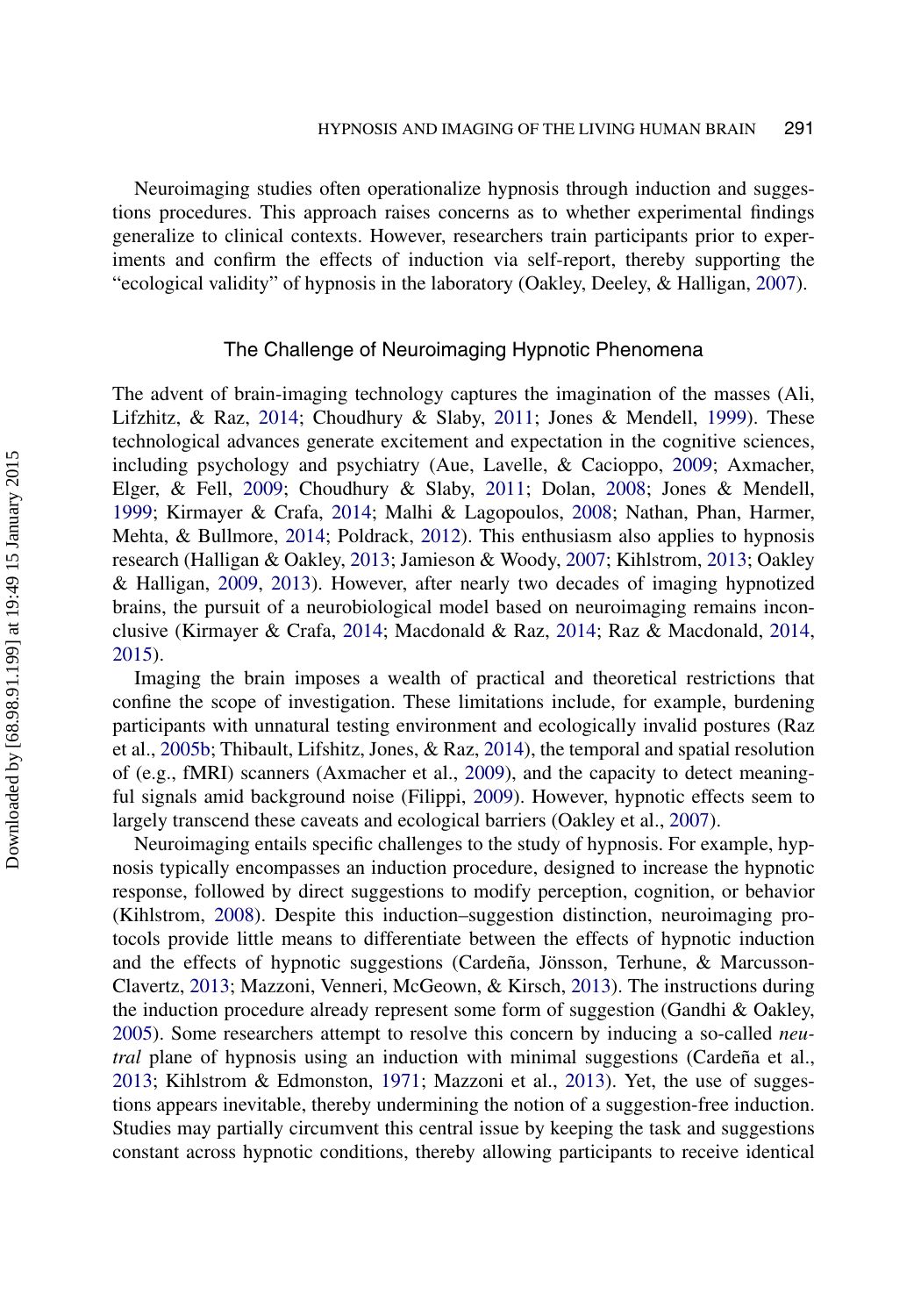Neuroimaging studies often operationalize hypnosis through induction and suggestions procedures. This approach raises concerns as to whether experimental findings generalize to clinical contexts. However, researchers train participants prior to experiments and confirm the effects of induction via self-report, thereby supporting the "ecological validity" of hypnosis in the laboratory (Oakley, Deeley, & Halligan, 2007).

## The Challenge of Neuroimaging Hypnotic Phenomena

The advent of brain-imaging technology captures the imagination of the masses (Ali, Lifzhitz, & Raz, 2014; Choudhury & Slaby, 2011; Jones & Mendell, 1999). These technological advances generate excitement and expectation in the cognitive sciences, including psychology and psychiatry (Aue, Lavelle, & Cacioppo, 2009; Axmacher, Elger, & Fell, 2009; Choudhury & Slaby, 2011; Dolan, 2008; Jones & Mendell, 1999; Kirmayer & Crafa, 2014; Malhi & Lagopoulos, 2008; Nathan, Phan, Harmer, Mehta, & Bullmore, 2014; Poldrack, 2012). This enthusiasm also applies to hypnosis research (Halligan & Oakley, 2013; Jamieson & Woody, 2007; Kihlstrom, 2013; Oakley & Halligan, 2009, 2013). However, after nearly two decades of imaging hypnotized brains, the pursuit of a neurobiological model based on neuroimaging remains inconclusive (Kirmayer & Crafa, 2014; Macdonald & Raz, 2014; Raz & Macdonald, 2014, 2015).

Imaging the brain imposes a wealth of practical and theoretical restrictions that confine the scope of investigation. These limitations include, for example, burdening participants with unnatural testing environment and ecologically invalid postures (Raz et al., 2005b; Thibault, Lifshitz, Jones, & Raz, 2014), the temporal and spatial resolution of (e.g., fMRI) scanners (Axmacher et al., 2009), and the capacity to detect meaningful signals amid background noise (Filippi, 2009). However, hypnotic effects seem to largely transcend these caveats and ecological barriers (Oakley et al., 2007).

Neuroimaging entails specific challenges to the study of hypnosis. For example, hypnosis typically encompasses an induction procedure, designed to increase the hypnotic response, followed by direct suggestions to modify perception, cognition, or behavior (Kihlstrom, 2008). Despite this induction–suggestion distinction, neuroimaging protocols provide little means to differentiate between the effects of hypnotic induction and the effects of hypnotic suggestions (Cardeña, Jönsson, Terhune, & Marcusson-Clavertz, 2013; Mazzoni, Venneri, McGeown, & Kirsch, 2013). The instructions during the induction procedure already represent some form of suggestion (Gandhi & Oakley, 2005). Some researchers attempt to resolve this concern by inducing a so-called *neutral* plane of hypnosis using an induction with minimal suggestions (Cardeña et al., 2013; Kihlstrom & Edmonston, 1971; Mazzoni et al., 2013). Yet, the use of suggestions appears inevitable, thereby undermining the notion of a suggestion-free induction. Studies may partially circumvent this central issue by keeping the task and suggestions constant across hypnotic conditions, thereby allowing participants to receive identical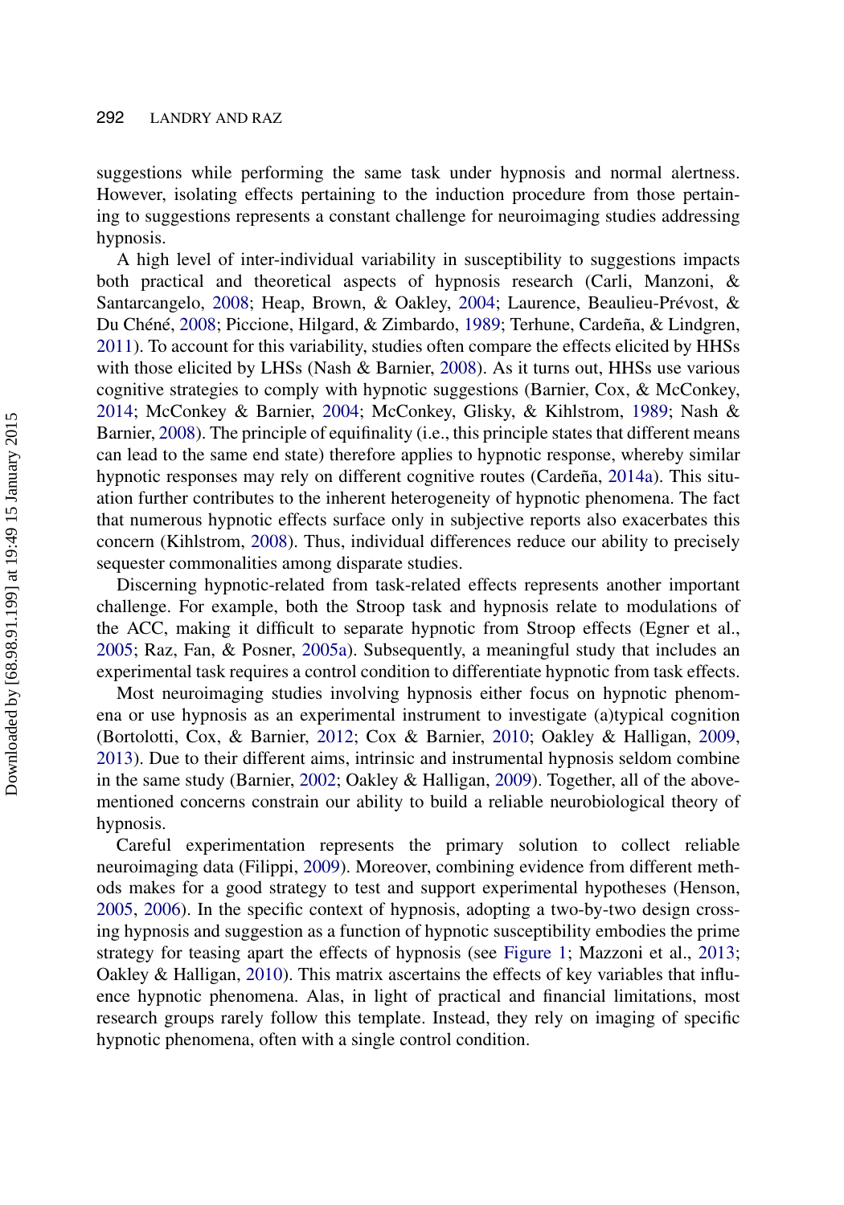suggestions while performing the same task under hypnosis and normal alertness. However, isolating effects pertaining to the induction procedure from those pertaining to suggestions represents a constant challenge for neuroimaging studies addressing hypnosis.

A high level of inter-individual variability in susceptibility to suggestions impacts both practical and theoretical aspects of hypnosis research (Carli, Manzoni, & Santarcangelo, 2008; Heap, Brown, & Oakley, 2004; Laurence, Beaulieu-Prévost, & Du Chéné, 2008; Piccione, Hilgard, & Zimbardo, 1989; Terhune, Cardeña, & Lindgren, 2011). To account for this variability, studies often compare the effects elicited by HHSs with those elicited by LHSs (Nash & Barnier, 2008). As it turns out, HHSs use various cognitive strategies to comply with hypnotic suggestions (Barnier, Cox, & McConkey, 2014; McConkey & Barnier, 2004; McConkey, Glisky, & Kihlstrom, 1989; Nash & Barnier, 2008). The principle of equifinality (i.e., this principle states that different means can lead to the same end state) therefore applies to hypnotic response, whereby similar hypnotic responses may rely on different cognitive routes (Cardeña, 2014a). This situation further contributes to the inherent heterogeneity of hypnotic phenomena. The fact that numerous hypnotic effects surface only in subjective reports also exacerbates this concern (Kihlstrom, 2008). Thus, individual differences reduce our ability to precisely sequester commonalities among disparate studies.

Discerning hypnotic-related from task-related effects represents another important challenge. For example, both the Stroop task and hypnosis relate to modulations of the ACC, making it difficult to separate hypnotic from Stroop effects (Egner et al., 2005; Raz, Fan, & Posner, 2005a). Subsequently, a meaningful study that includes an experimental task requires a control condition to differentiate hypnotic from task effects.

Most neuroimaging studies involving hypnosis either focus on hypnotic phenomena or use hypnosis as an experimental instrument to investigate (a)typical cognition (Bortolotti, Cox, & Barnier, 2012; Cox & Barnier, 2010; Oakley & Halligan, 2009, 2013). Due to their different aims, intrinsic and instrumental hypnosis seldom combine in the same study (Barnier, 2002; Oakley & Halligan, 2009). Together, all of the above-mentioned concerns constrain our ability to build a reliable neurobiological theory of hypnosis.

Careful experimentation represents the primary solution to collect reliable neuroimaging data (Filippi, 2009). Moreover, combining evidence from different methods makes for a good strategy to test and support experimental hypotheses (Henson, 2005, 2006). In the specific context of hypnosis, adopting a two-by-two design crossing hypnosis and suggestion as a function of hypnotic susceptibility embodies the prime strategy for teasing apart the effects of hypnosis (see Figure 1; Mazzoni et al., 2013; Oakley & Halligan, 2010). This matrix ascertains the effects of key variables that influence hypnotic phenomena. Alas, in light of practical and financial limitations, most research groups rarely follow this template. Instead, they rely on imaging of specific hypnotic phenomena, often with a single control condition.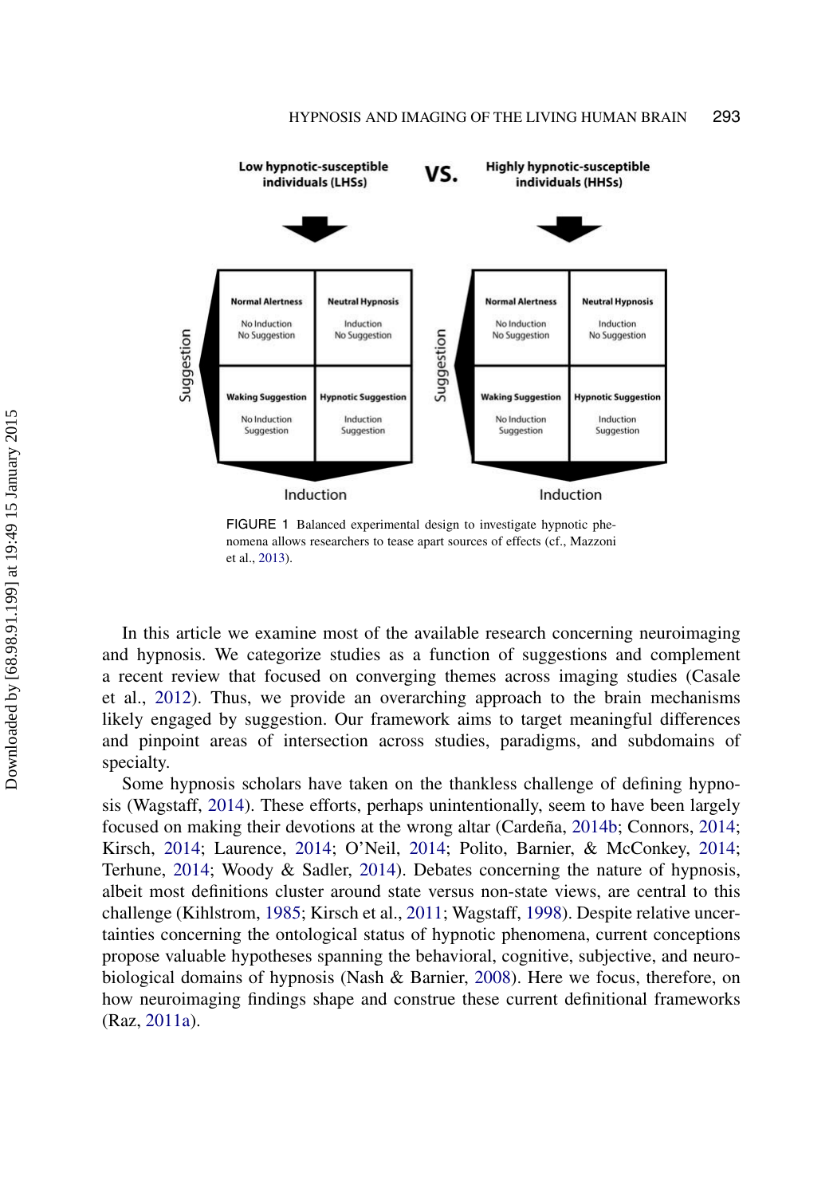FIGURE 1 Balanced experimental design to investigate hypnotic phenomena allows researchers to tease apart sources of effects (cf., Mazzoni et al., 2013).

In this article we examine most of the available research concerning neuroimaging and hypnosis. We categorize studies as a function of suggestions and complement a recent review that focused on converging themes across imaging studies (Casale et al., 2012). Thus, we provide an overarching approach to the brain mechanisms likely engaged by suggestion. Our framework aims to target meaningful differences and pinpoint areas of intersection across studies, paradigms, and subdomains of specialty.

Some hypnosis scholars have taken on the thankless challenge of defining hypnosis (Wagstaff, 2014). These efforts, perhaps unintentionally, seem to have been largely focused on making their devotions at the wrong altar (Cardeña, 2014b; Connors, 2014; Kirsch, 2014; Laurence, 2014; O'Neil, 2014; Polito, Barnier, & McConkey, 2014; Terhune, 2014; Woody & Sadler, 2014). Debates concerning the nature of hypnosis, albeit most definitions cluster around state versus non-state views, are central to this challenge (Kihlstrom, 1985; Kirsch et al., 2011; Wagstaff, 1998). Despite relative uncertainties concerning the ontological status of hypnotic phenomena, current conceptions propose valuable hypotheses spanning the behavioral, cognitive, subjective, and neurobiological domains of hypnosis (Nash & Barnier, 2008). Here we focus, therefore, on how neuroimaging findings shape and construe these current definitional frameworks (Raz, 2011a).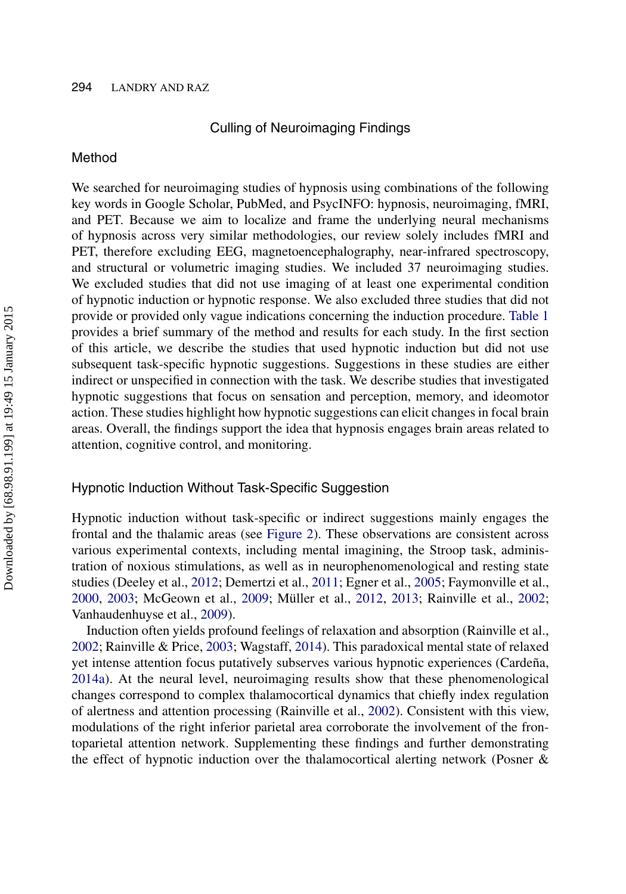## Culling of Neuroimaging Findings

### Method

We searched for neuroimaging studies of hypnosis using combinations of the following key words in Google Scholar, PubMed, and PsycINFO: hypnosis, neuroimaging, fMRI, and PET. Because we aim to localize and frame the underlying neural mechanisms of hypnosis across very similar methodologies, our review solely includes fMRI and PET, therefore excluding EEG, magnetoencephalography, near-infrared spectroscopy, and structural or volumetric imaging studies. We included 37 neuroimaging studies. We excluded studies that did not use imaging of at least one experimental condition of hypnotic induction or hypnotic response. We also excluded three studies that did not provide or provided only vague indications concerning the induction procedure. Table 1 provides a brief summary of the method and results for each study. In the first section of this article, we describe the studies that used hypnotic induction but did not use subsequent task-specific hypnotic suggestions. Suggestions in these studies are either indirect or unspecified in connection with the task. We describe studies that investigated hypnotic suggestions that focus on sensation and perception, memory, and ideomotor action. These studies highlight how hypnotic suggestions can elicit changes in focal brain areas. Overall, the findings support the idea that hypnosis engages brain areas related to attention, cognitive control, and monitoring.

### Hypnotic Induction Without Task-Specific Suggestion

Hypnotic induction without task-specific or indirect suggestions mainly engages the frontal and the thalamic areas (see Figure 2). These observations are consistent across various experimental contexts, including mental imagining, the Stroop task, administration of noxious stimulations, as well as in neurophenomenological and resting state studies (Deeley et al., 2012; Demertzi et al., 2011; Egner et al., 2005; Faymonville et al., 2000, 2003; McGeown et al., 2009; Müller et al., 2012, 2013; Rainville et al., 2002; Vanhaudenhuyse et al., 2009).

Induction often yields profound feelings of relaxation and absorption (Rainville et al., 2002; Rainville & Price, 2003; Wagstaff, 2014). This paradoxical mental state of relaxed yet intense attention focus putatively subserves various hypnotic experiences (Cardeña, 2014a). At the neural level, neuroimaging results show that these phenomenological changes correspond to complex thalamocortical dynamics that chiefly index regulation of alertness and attention processing (Rainville et al., 2002). Consistent with this view, modulations of the right inferior parietal area corroborate the involvement of the frontoparietal attention network. Supplementing these findings and further demonstrating the effect of hypnotic induction over the thalamocortical alerting network (Posner &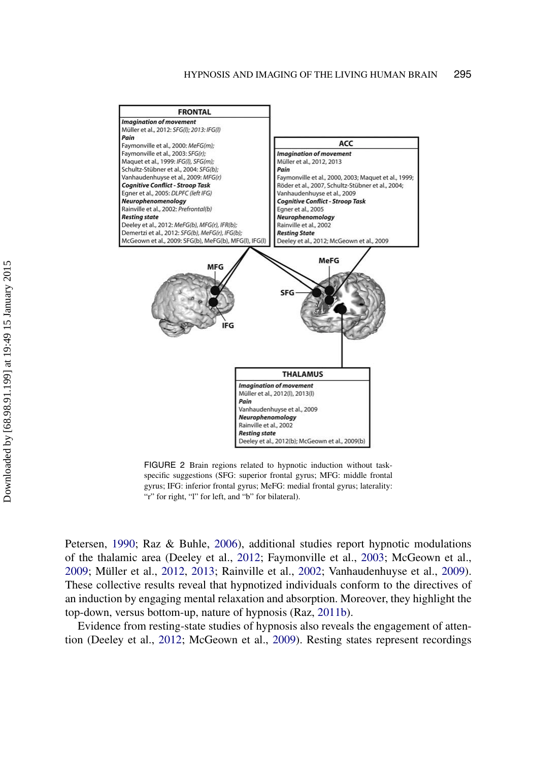FIGURE 2 Brain regions related to hypnotic induction without task-specific suggestions (SFG: superior frontal gyrus; MFG: middle frontal gyrus; IFG: inferior frontal gyrus; MeFG: medial frontal gyrus; laterality: "r" for right, "l" for left, and "b" for bilateral).

Petersen, 1990; Raz & Buhle, 2006), additional studies report hypnotic modulations of the thalamic area (Deeley et al., 2012; Faymonville et al., 2003; McGeown et al., 2009; Müller et al., 2012, 2013; Rainville et al., 2002; Vanhaudenhuyse et al., 2009). These collective results reveal that hypnotized individuals conform to the directives of an induction by engaging mental relaxation and absorption. Moreover, they highlight the top-down, versus bottom-up, nature of hypnosis (Raz, 2011b).

Evidence from resting-state studies of hypnosis also reveals the engagement of attention (Deeley et al., 2012; McGeown et al., 2009). Resting states represent recordings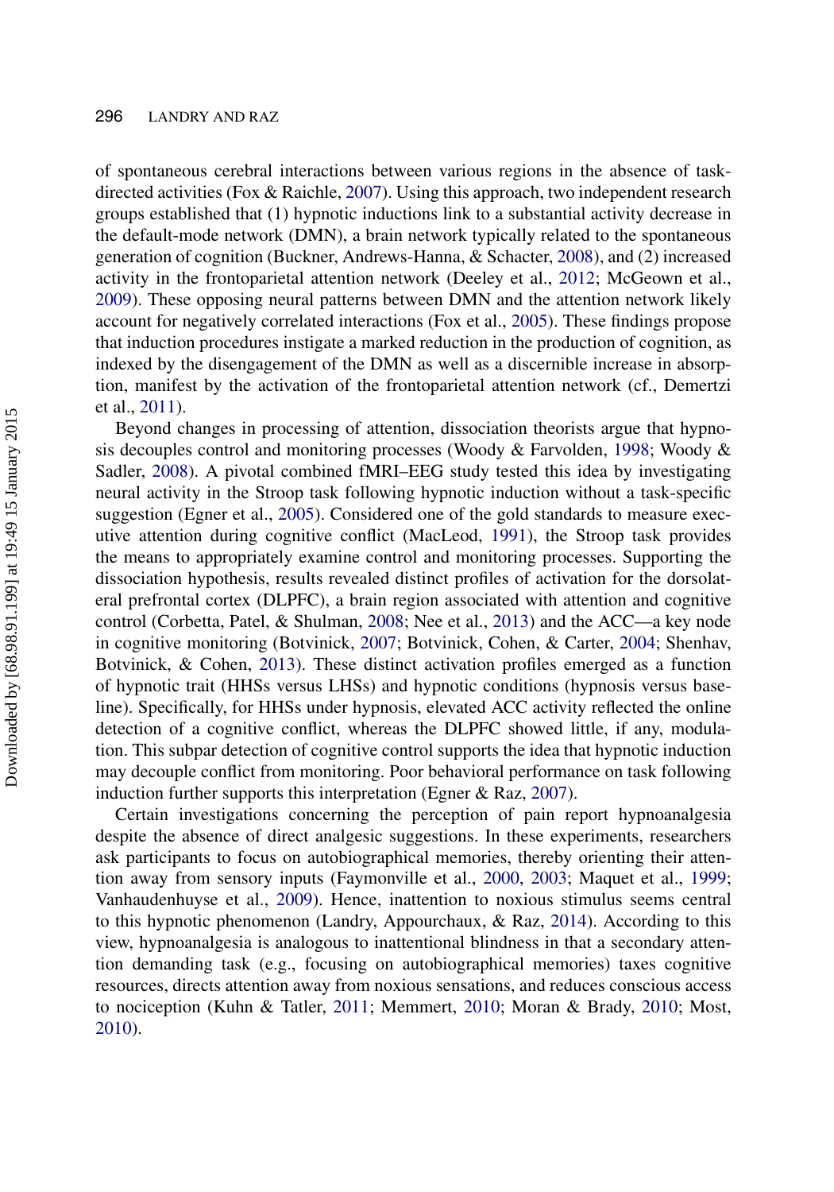of spontaneous cerebral interactions between various regions in the absence of task-directed activities (Fox & Raichle, 2007). Using this approach, two independent research groups established that (1) hypnotic inductions link to a substantial activity decrease in the default-mode network (DMN), a brain network typically related to the spontaneous generation of cognition (Buckner, Andrews-Hanna, & Schacter, 2008), and (2) increased activity in the frontoparietal attention network (Deeley et al., 2012; McGeown et al., 2009). These opposing neural patterns between DMN and the attention network likely account for negatively correlated interactions (Fox et al., 2005). These findings propose that induction procedures instigate a marked reduction in the production of cognition, as indexed by the disengagement of the DMN as well as a discernible increase in absorption, manifest by the activation of the frontoparietal attention network (cf., Demertzi et al., 2011).

Beyond changes in processing of attention, dissociation theorists argue that hypnosis decouples control and monitoring processes (Woody & Farvolden, 1998; Woody & Sadler, 2008). A pivotal combined fMRI–EEG study tested this idea by investigating neural activity in the Stroop task following hypnotic induction without a task-specific suggestion (Egner et al., 2005). Considered one of the gold standards to measure executive attention during cognitive conflict (MacLeod, 1991), the Stroop task provides the means to appropriately examine control and monitoring processes. Supporting the dissociation hypothesis, results revealed distinct profiles of activation for the dorsolateral prefrontal cortex (DLPFC), a brain region associated with attention and cognitive control (Corbetta, Patel, & Shulman, 2008; Nee et al., 2013) and the ACC—a key node in cognitive monitoring (Botvinick, 2007; Botvinick, Cohen, & Carter, 2004; Shenhav, Botvinick, & Cohen, 2013). These distinct activation profiles emerged as a function of hypnotic trait (HHSs versus LHSs) and hypnotic conditions (hypnosis versus baseline). Specifically, for HHSs under hypnosis, elevated ACC activity reflected the online detection of a cognitive conflict, whereas the DLPFC showed little, if any, modulation. This subpar detection of cognitive control supports the idea that hypnotic induction may decouple conflict from monitoring. Poor behavioral performance on task following induction further supports this interpretation (Egner & Raz, 2007).

Certain investigations concerning the perception of pain report hypnoanalgesia despite the absence of direct analgesic suggestions. In these experiments, researchers ask participants to focus on autobiographical memories, thereby orienting their attention away from sensory inputs (Faymonville et al., 2000, 2003; Maquet et al., 1999; Vanhaudenhuyse et al., 2009). Hence, inattention to noxious stimulus seems central to this hypnotic phenomenon (Landry, Appourchaux, & Raz, 2014). According to this view, hypnoanalgesia is analogous to inattentional blindness in that a secondary attention demanding task (e.g., focusing on autobiographical memories) taxes cognitive resources, directs attention away from noxious sensations, and reduces conscious access to nociception (Kuhn & Tatler, 2011; Memmert, 2010; Moran & Brady, 2010; Most, 2010).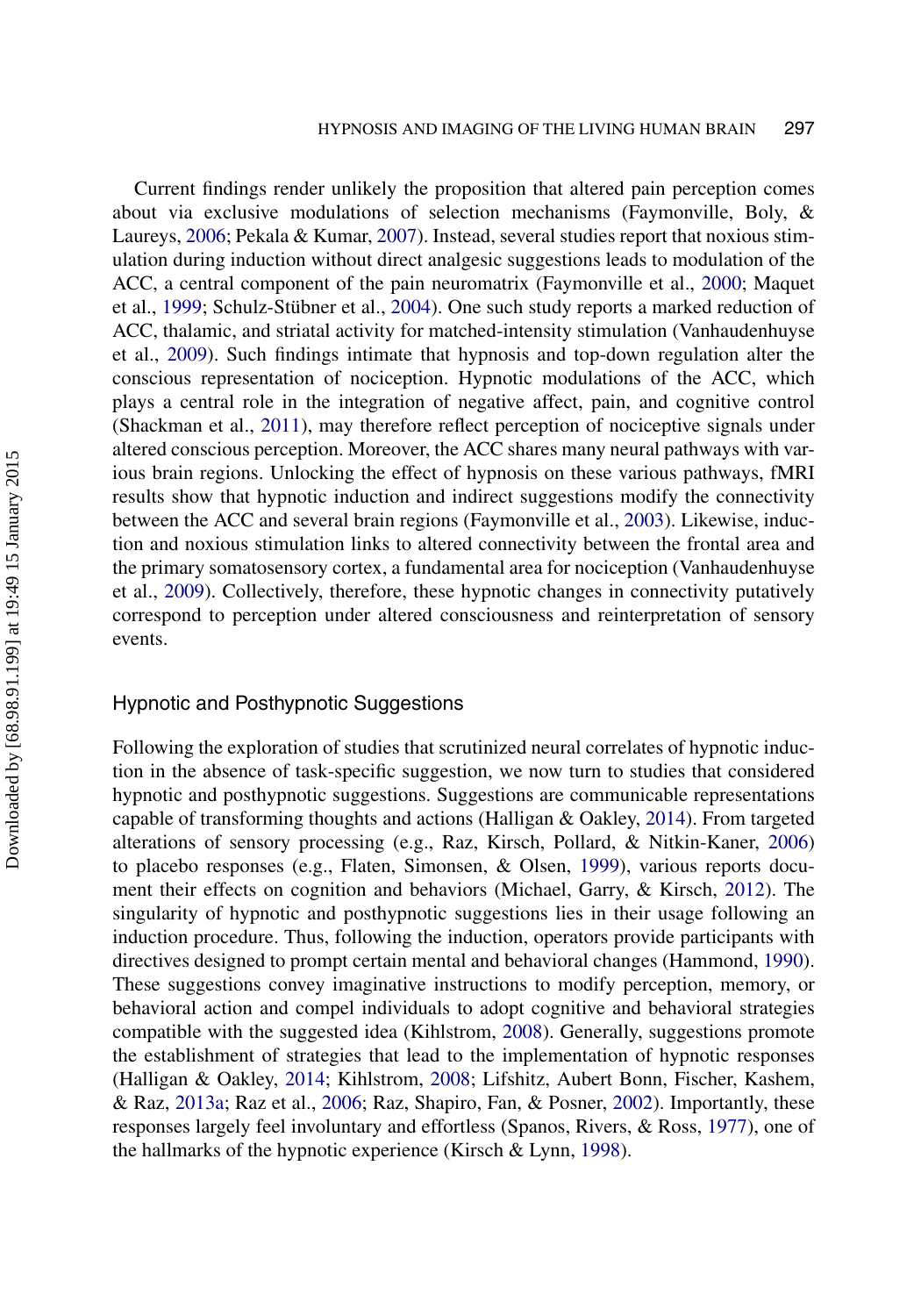Current findings render unlikely the proposition that altered pain perception comes about via exclusive modulations of selection mechanisms (Faymonville, Boly, & Laureys, 2006; Pekala & Kumar, 2007). Instead, several studies report that noxious stimulation during induction without direct analgesic suggestions leads to modulation of the ACC, a central component of the pain neuromatrix (Faymonville et al., 2000; Maquet et al., 1999; Schulz-Stübner et al., 2004). One such study reports a marked reduction of ACC, thalamic, and striatal activity for matched-intensity stimulation (Vanhaudenhuyse et al., 2009). Such findings intimate that hypnosis and top-down regulation alter the conscious representation of nociception. Hypnotic modulations of the ACC, which plays a central role in the integration of negative affect, pain, and cognitive control (Shackman et al., 2011), may therefore reflect perception of nociceptive signals under altered conscious perception. Moreover, the ACC shares many neural pathways with various brain regions. Unlocking the effect of hypnosis on these various pathways, fMRI results show that hypnotic induction and indirect suggestions modify the connectivity between the ACC and several brain regions (Faymonville et al., 2003). Likewise, induction and noxious stimulation links to altered connectivity between the frontal area and the primary somatosensory cortex, a fundamental area for nociception (Vanhaudenhuyse et al., 2009). Collectively, therefore, these hypnotic changes in connectivity putatively correspond to perception under altered consciousness and reinterpretation of sensory events.

### Hypnotic and Posthypnotic Suggestions

Following the exploration of studies that scrutinized neural correlates of hypnotic induction in the absence of task-specific suggestion, we now turn to studies that considered hypnotic and posthypnotic suggestions. Suggestions are communicable representations capable of transforming thoughts and actions (Halligan & Oakley, 2014). From targeted alterations of sensory processing (e.g., Raz, Kirsch, Pollard, & Nitkin-Kaner, 2006) to placebo responses (e.g., Flaten, Simonsen, & Olsen, 1999), various reports document their effects on cognition and behaviors (Michael, Garry, & Kirsch, 2012). The singularity of hypnotic and posthypnotic suggestions lies in their usage following an induction procedure. Thus, following the induction, operators provide participants with directives designed to prompt certain mental and behavioral changes (Hammond, 1990). These suggestions convey imaginative instructions to modify perception, memory, or behavioral action and compel individuals to adopt cognitive and behavioral strategies compatible with the suggested idea (Kihlstrom, 2008). Generally, suggestions promote the establishment of strategies that lead to the implementation of hypnotic responses (Halligan & Oakley, 2014; Kihlstrom, 2008; Lifshitz, Aubert Bonn, Fischer, Kashem, & Raz, 2013a; Raz et al., 2006; Raz, Shapiro, Fan, & Posner, 2002). Importantly, these responses largely feel involuntary and effortless (Spanos, Rivers, & Ross, 1977), one of the hallmarks of the hypnotic experience (Kirsch & Lynn, 1998).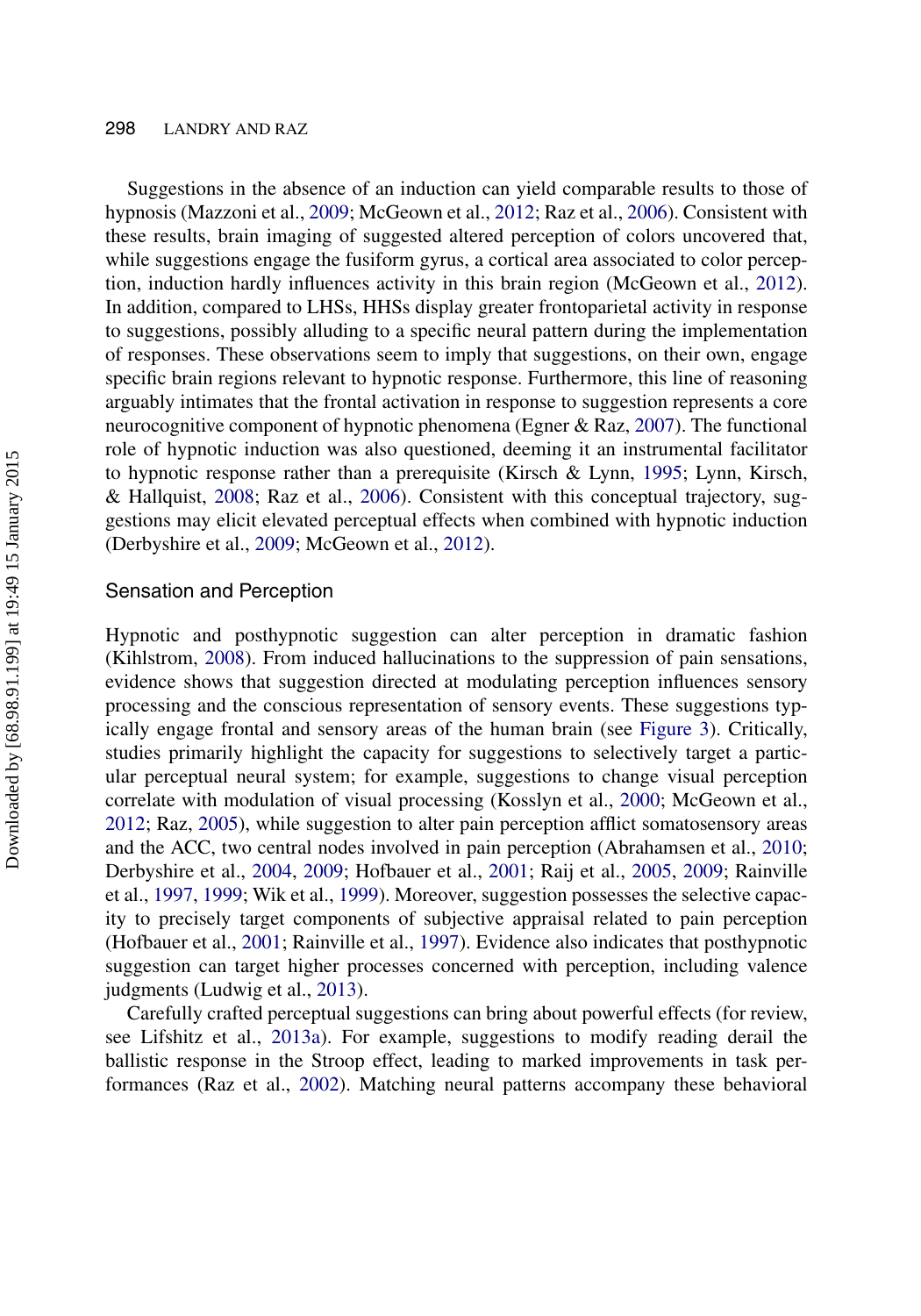Suggestions in the absence of an induction can yield comparable results to those of hypnosis (Mazzoni et al., 2009; McGeown et al., 2012; Raz et al., 2006). Consistent with these results, brain imaging of suggested altered perception of colors uncovered that, while suggestions engage the fusiform gyrus, a cortical area associated to color perception, induction hardly influences activity in this brain region (McGeown et al., 2012). In addition, compared to LHSs, HHSs display greater frontoparietal activity in response to suggestions, possibly alluding to a specific neural pattern during the implementation of responses. These observations seem to imply that suggestions, on their own, engage specific brain regions relevant to hypnotic response. Furthermore, this line of reasoning arguably intimates that the frontal activation in response to suggestion represents a core neurocognitive component of hypnotic phenomena (Egner & Raz, 2007). The functional role of hypnotic induction was also questioned, deeming it an instrumental facilitator to hypnotic response rather than a prerequisite (Kirsch & Lynn, 1995; Lynn, Kirsch, & Hallquist, 2008; Raz et al., 2006). Consistent with this conceptual trajectory, suggestions may elicit elevated perceptual effects when combined with hypnotic induction (Derbyshire et al., 2009; McGeown et al., 2012).

## Sensation and Perception

Hypnotic and posthypnotic suggestion can alter perception in dramatic fashion (Kihlstrom, 2008). From induced hallucinations to the suppression of pain sensations, evidence shows that suggestion directed at modulating perception influences sensory processing and the conscious representation of sensory events. These suggestions typically engage frontal and sensory areas of the human brain (see Figure 3). Critically, studies primarily highlight the capacity for suggestions to selectively target a particular perceptual neural system; for example, suggestions to change visual perception correlate with modulation of visual processing (Kosslyn et al., 2000; McGeown et al., 2012; Raz, 2005), while suggestion to alter pain perception afflict somatosensory areas and the ACC, two central nodes involved in pain perception (Abrahamsen et al., 2010; Derbyshire et al., 2004, 2009; Hofbauer et al., 2001; Raij et al., 2005, 2009; Rainville et al., 1997, 1999; Wik et al., 1999). Moreover, suggestion possesses the selective capacity to precisely target components of subjective appraisal related to pain perception (Hofbauer et al., 2001; Rainville et al., 1997). Evidence also indicates that posthypnotic suggestion can target higher processes concerned with perception, including valence judgments (Ludwig et al., 2013).

Carefully crafted perceptual suggestions can bring about powerful effects (for review, see Lifshitz et al., 2013a). For example, suggestions to modify reading derail the ballistic response in the Stroop effect, leading to marked improvements in task performances (Raz et al., 2002). Matching neural patterns accompany these behavioral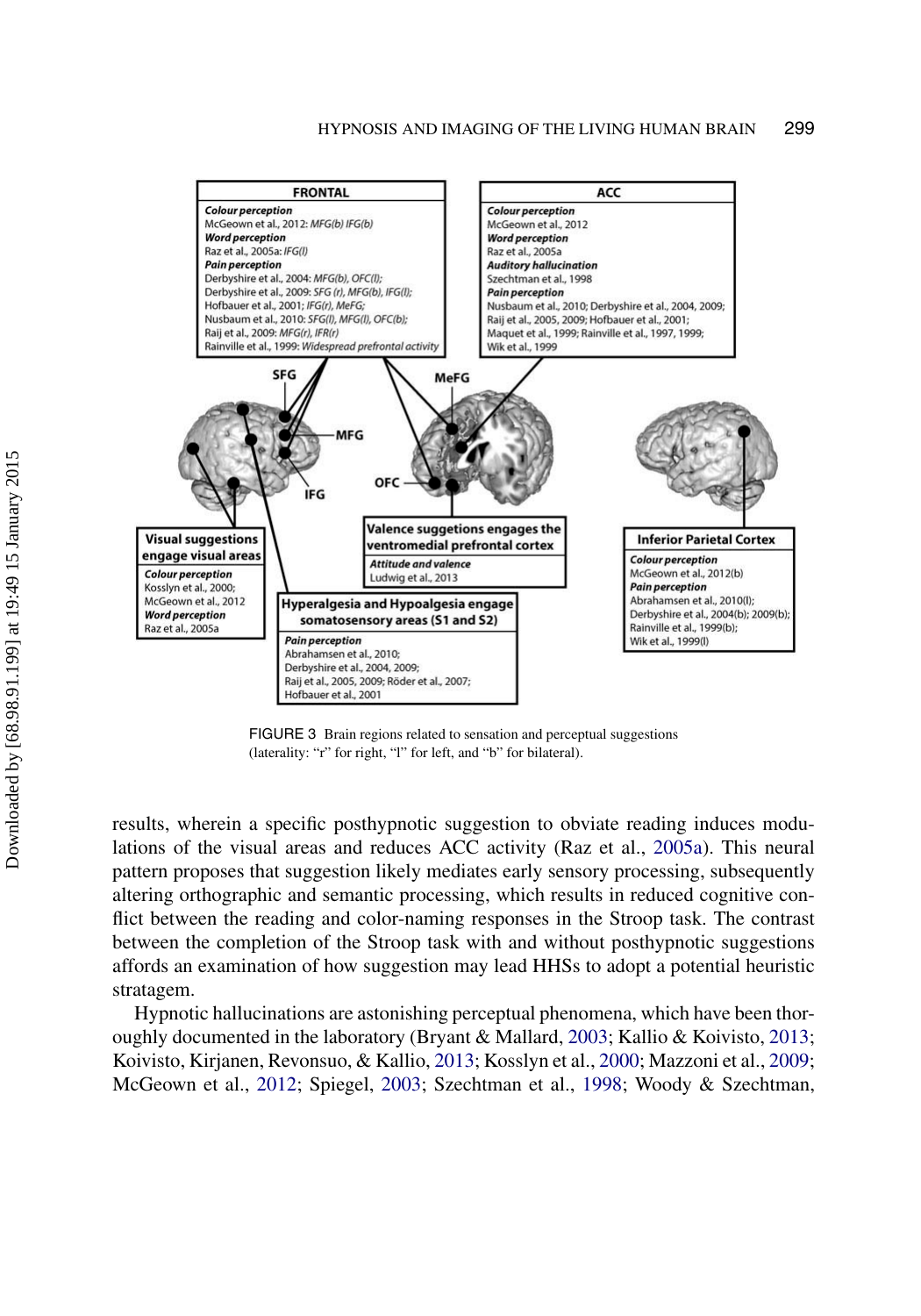FIGURE 3 Brain regions related to sensation and perceptual suggestions (laterality: "r" for right, "l" for left, and "b" for bilateral).

results, wherein a specific posthypnotic suggestion to obviate reading induces modulations of the visual areas and reduces ACC activity (Raz et al., 2005a). This neural pattern proposes that suggestion likely mediates early sensory processing, subsequently altering orthographic and semantic processing, which results in reduced cognitive conflict between the reading and color-naming responses in the Stroop task. The contrast between the completion of the Stroop task with and without posthypnotic suggestions affords an examination of how suggestion may lead HHSs to adopt a potential heuristic stratagem.

Hypnotic hallucinations are astonishing perceptual phenomena, which have been thoroughly documented in the laboratory (Bryant & Mallard, 2003; Kallio & Koivisto, 2013; Koivisto, Kirjanen, Revonsuo, & Kallio, 2013; Kosslyn et al., 2000; Mazzoni et al., 2009; McGeown et al., 2012; Spiegel, 2003; Szechtman et al., 1998; Woody & Szechtman,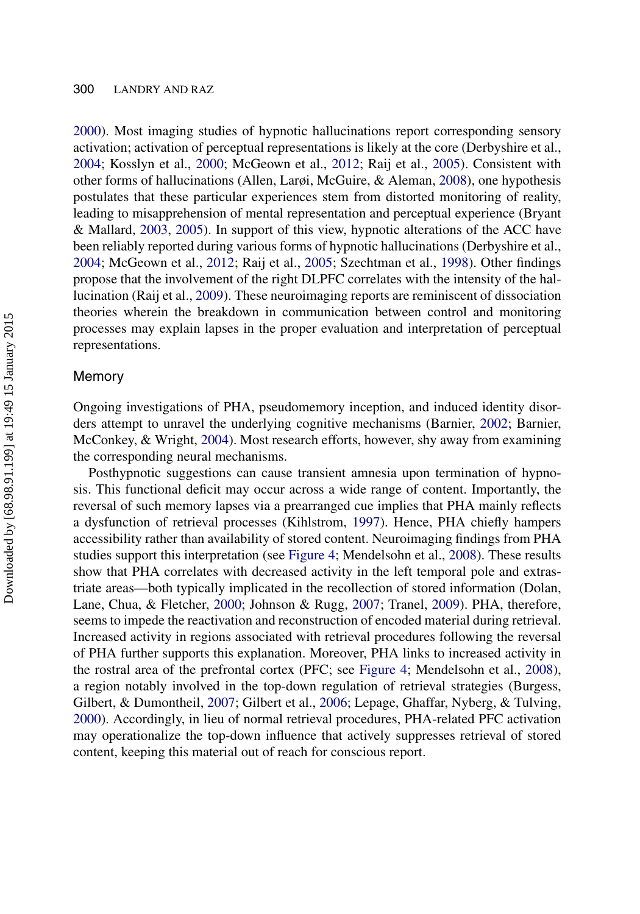2000). Most imaging studies of hypnotic hallucinations report corresponding sensory activation; activation of perceptual representations is likely at the core (Derbyshire et al., 2004; Kosslyn et al., 2000; McGeown et al., 2012; Raij et al., 2005). Consistent with other forms of hallucinations (Allen, Larøi, McGuire, & Aleman, 2008), one hypothesis postulates that these particular experiences stem from distorted monitoring of reality, leading to misapprehension of mental representation and perceptual experience (Bryant & Mallard, 2003, 2005). In support of this view, hypnotic alterations of the ACC have been reliably reported during various forms of hypnotic hallucinations (Derbyshire et al., 2004; McGeown et al., 2012; Raij et al., 2005; Szechtman et al., 1998). Other findings propose that the involvement of the right DLPFC correlates with the intensity of the hallucination (Raij et al., 2009). These neuroimaging reports are reminiscent of dissociation theories wherein the breakdown in communication between control and monitoring processes may explain lapses in the proper evaluation and interpretation of perceptual representations.

## Memory

Ongoing investigations of PHA, pseudomemory inception, and induced identity disorders attempt to unravel the underlying cognitive mechanisms (Barnier, 2002; Barnier, McConkey, & Wright, 2004). Most research efforts, however, shy away from examining the corresponding neural mechanisms.

Posthypnotic suggestions can cause transient amnesia upon termination of hypnosis. This functional deficit may occur across a wide range of content. Importantly, the reversal of such memory lapses via a prearranged cue implies that PHA mainly reflects a dysfunction of retrieval processes (Kihlstrom, 1997). Hence, PHA chiefly hampers accessibility rather than availability of stored content. Neuroimaging findings from PHA studies support this interpretation (see Figure 4; Mendelsohn et al., 2008). These results show that PHA correlates with decreased activity in the left temporal pole and extrastriate areas—both typically implicated in the recollection of stored information (Dolan, Lane, Chua, & Fletcher, 2000; Johnson & Rugg, 2007; Tranel, 2009). PHA, therefore, seems to impede the reactivation and reconstruction of encoded material during retrieval. Increased activity in regions associated with retrieval procedures following the reversal of PHA further supports this explanation. Moreover, PHA links to increased activity in the rostral area of the prefrontal cortex (PFC; see Figure 4; Mendelsohn et al., 2008), a region notably involved in the top-down regulation of retrieval strategies (Burgess, Gilbert, & Dumontheil, 2007; Gilbert et al., 2006; Lepage, Ghaffar, Nyberg, & Tulving, 2000). Accordingly, in lieu of normal retrieval procedures, PHA-related PFC activation may operationalize the top-down influence that actively suppresses retrieval of stored content, keeping this material out of reach for conscious report.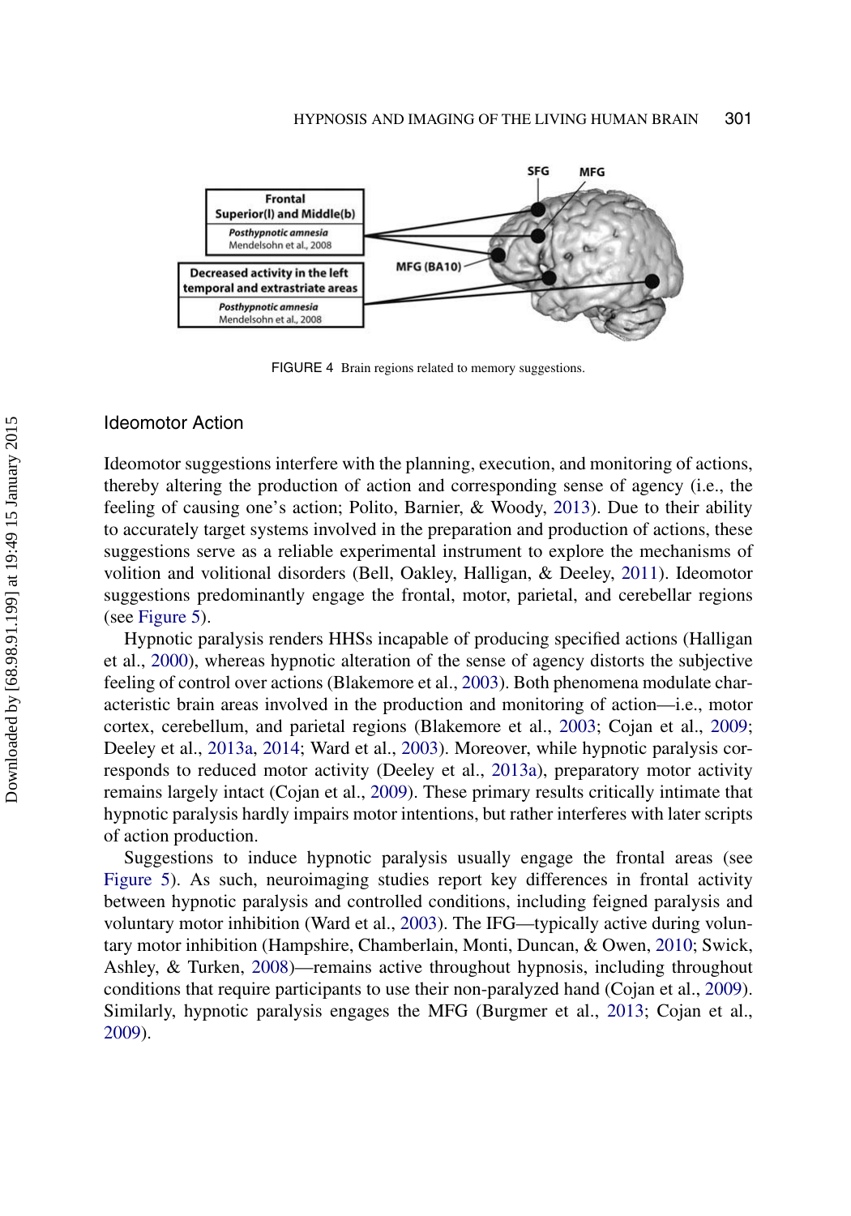FIGURE 4 Brain regions related to memory suggestions.

## Ideomotor Action

Ideomotor suggestions interfere with the planning, execution, and monitoring of actions, thereby altering the production of action and corresponding sense of agency (i.e., the feeling of causing one's action; Polito, Barnier, & Woody, 2013). Due to their ability to accurately target systems involved in the preparation and production of actions, these suggestions serve as a reliable experimental instrument to explore the mechanisms of volition and volitional disorders (Bell, Oakley, Halligan, & Deeley, 2011). Ideomotor suggestions predominantly engage the frontal, motor, parietal, and cerebellar regions (see Figure 5).

Hypnotic paralysis renders HHSs incapable of producing specified actions (Halligan et al., 2000), whereas hypnotic alteration of the sense of agency distorts the subjective feeling of control over actions (Blakemore et al., 2003). Both phenomena modulate characteristic brain areas involved in the production and monitoring of action—i.e., motor cortex, cerebellum, and parietal regions (Blakemore et al., 2003; Cojan et al., 2009; Deeley et al., 2013a, 2014; Ward et al., 2003). Moreover, while hypnotic paralysis corresponds to reduced motor activity (Deeley et al., 2013a), preparatory motor activity remains largely intact (Cojan et al., 2009). These primary results critically intimate that hypnotic paralysis hardly impairs motor intentions, but rather interferes with later scripts of action production.

Suggestions to induce hypnotic paralysis usually engage the frontal areas (see Figure 5). As such, neuroimaging studies report key differences in frontal activity between hypnotic paralysis and controlled conditions, including feigned paralysis and voluntary motor inhibition (Ward et al., 2003). The IFG—typically active during voluntary motor inhibition (Hampshire, Chamberlain, Monti, Duncan, & Owen, 2010; Swick, Ashley, & Turken, 2008)—remains active throughout hypnosis, including throughout conditions that require participants to use their non-paralyzed hand (Cojan et al., 2009). Similarly, hypnotic paralysis engages the MFG (Burgmer et al., 2013; Cojan et al., 2009).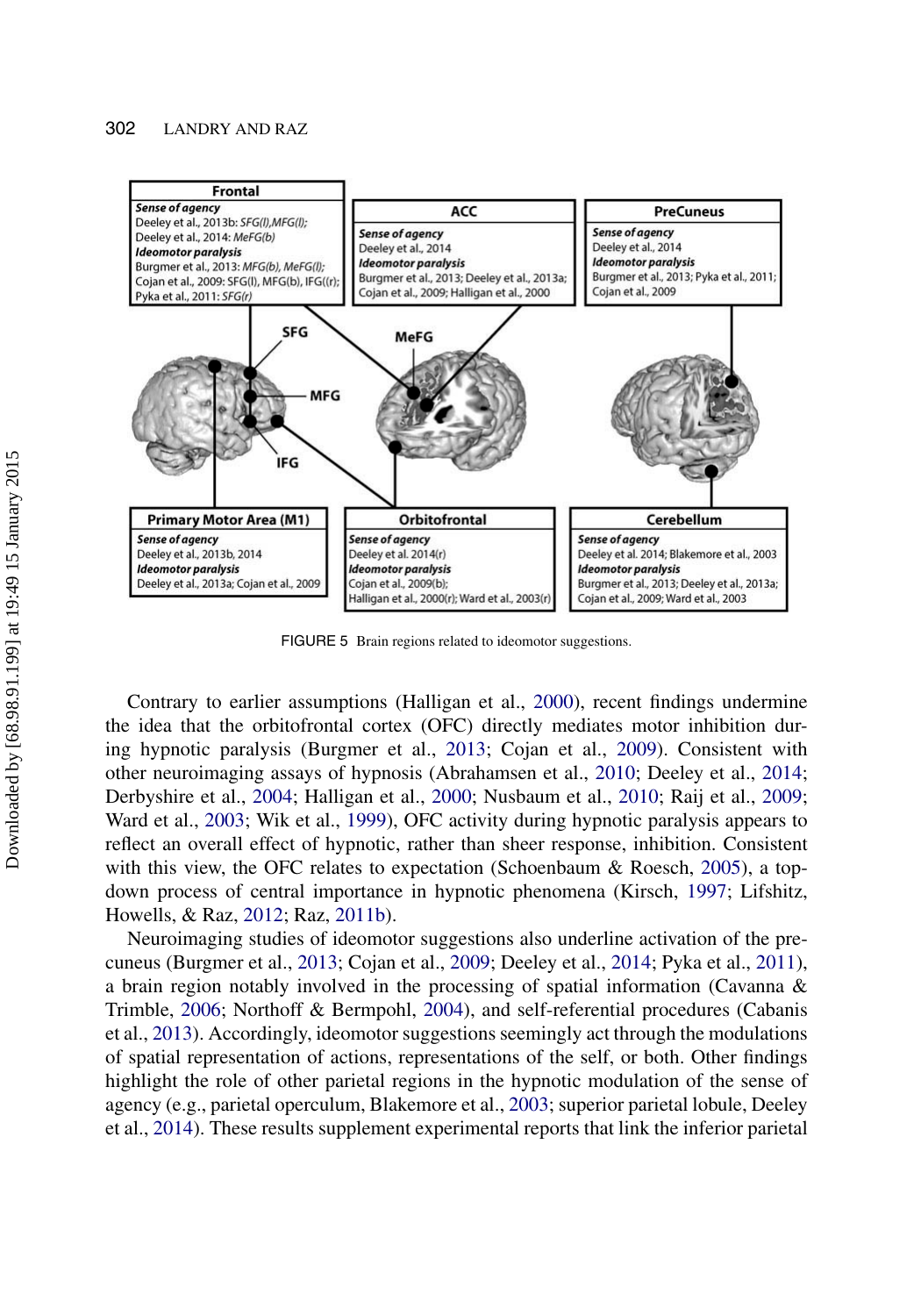FIGURE 5 Brain regions related to ideomotor suggestions.

Contrary to earlier assumptions (Halligan et al., 2000), recent findings undermine the idea that the orbitofrontal cortex (OFC) directly mediates motor inhibition during hypnotic paralysis (Burgmer et al., 2013; Cojan et al., 2009). Consistent with other neuroimaging assays of hypnosis (Abrahamsen et al., 2010; Deeley et al., 2014; Derbyshire et al., 2004; Halligan et al., 2000; Nusbaum et al., 2010; Raij et al., 2009; Ward et al., 2003; Wik et al., 1999), OFC activity during hypnotic paralysis appears to reflect an overall effect of hypnotic, rather than sheer response, inhibition. Consistent with this view, the OFC relates to expectation (Schoenbaum & Roesch, 2005), a top-down process of central importance in hypnotic phenomena (Kirsch, 1997; Lifshitz, Howells, & Raz, 2012; Raz, 2011b).

Neuroimaging studies of ideomotor suggestions also underline activation of the precuneus (Burgmer et al., 2013; Cojan et al., 2009; Deeley et al., 2014; Pyka et al., 2011), a brain region notably involved in the processing of spatial information (Cavanna & Trimble, 2006; Northoff & Bermpohl, 2004), and self-referential procedures (Cabanis et al., 2013). Accordingly, ideomotor suggestions seemingly act through the modulations of spatial representation of actions, representations of the self, or both. Other findings highlight the role of other parietal regions in the hypnotic modulation of the sense of agency (e.g., parietal operculum, Blakemore et al., 2003; superior parietal lobule, Deeley et al., 2014). These results supplement experimental reports that link the inferior parietal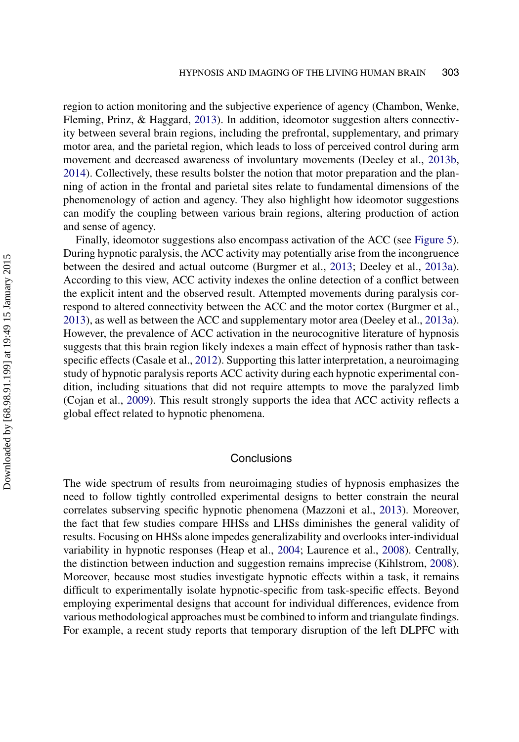region to action monitoring and the subjective experience of agency (Chambon, Wenke, Fleming, Prinz, & Haggard, 2013). In addition, ideomotor suggestion alters connectivity between several brain regions, including the prefrontal, supplementary, and primary motor area, and the parietal region, which leads to loss of perceived control during arm movement and decreased awareness of involuntary movements (Deeley et al., 2013b, 2014). Collectively, these results bolster the notion that motor preparation and the planning of action in the frontal and parietal sites relate to fundamental dimensions of the phenomenology of action and agency. They also highlight how ideomotor suggestions can modify the coupling between various brain regions, altering production of action and sense of agency.

Finally, ideomotor suggestions also encompass activation of the ACC (see Figure 5). During hypnotic paralysis, the ACC activity may potentially arise from the incongruence between the desired and actual outcome (Burgmer et al., 2013; Deeley et al., 2013a). According to this view, ACC activity indexes the online detection of a conflict between the explicit intent and the observed result. Attempted movements during paralysis correspond to altered connectivity between the ACC and the motor cortex (Burgmer et al., 2013), as well as between the ACC and supplementary motor area (Deeley et al., 2013a). However, the prevalence of ACC activation in the neurocognitive literature of hypnosis suggests that this brain region likely indexes a main effect of hypnosis rather than task-specific effects (Casale et al., 2012). Supporting this latter interpretation, a neuroimaging study of hypnotic paralysis reports ACC activity during each hypnotic experimental condition, including situations that did not require attempts to move the paralyzed limb (Cojan et al., 2009). This result strongly supports the idea that ACC activity reflects a global effect related to hypnotic phenomena.

## Conclusions

The wide spectrum of results from neuroimaging studies of hypnosis emphasizes the need to follow tightly controlled experimental designs to better constrain the neural correlates subserving specific hypnotic phenomena (Mazzoni et al., 2013). Moreover, the fact that few studies compare HHSs and LHSs diminishes the general validity of results. Focusing on HHSs alone impedes generalizability and overlooks inter-individual variability in hypnotic responses (Heap et al., 2004; Laurence et al., 2008). Centrally, the distinction between induction and suggestion remains imprecise (Kihlstrom, 2008). Moreover, because most studies investigate hypnotic effects within a task, it remains difficult to experimentally isolate hypnotic-specific from task-specific effects. Beyond employing experimental designs that account for individual differences, evidence from various methodological approaches must be combined to inform and triangulate findings. For example, a recent study reports that temporary disruption of the left DLPFC with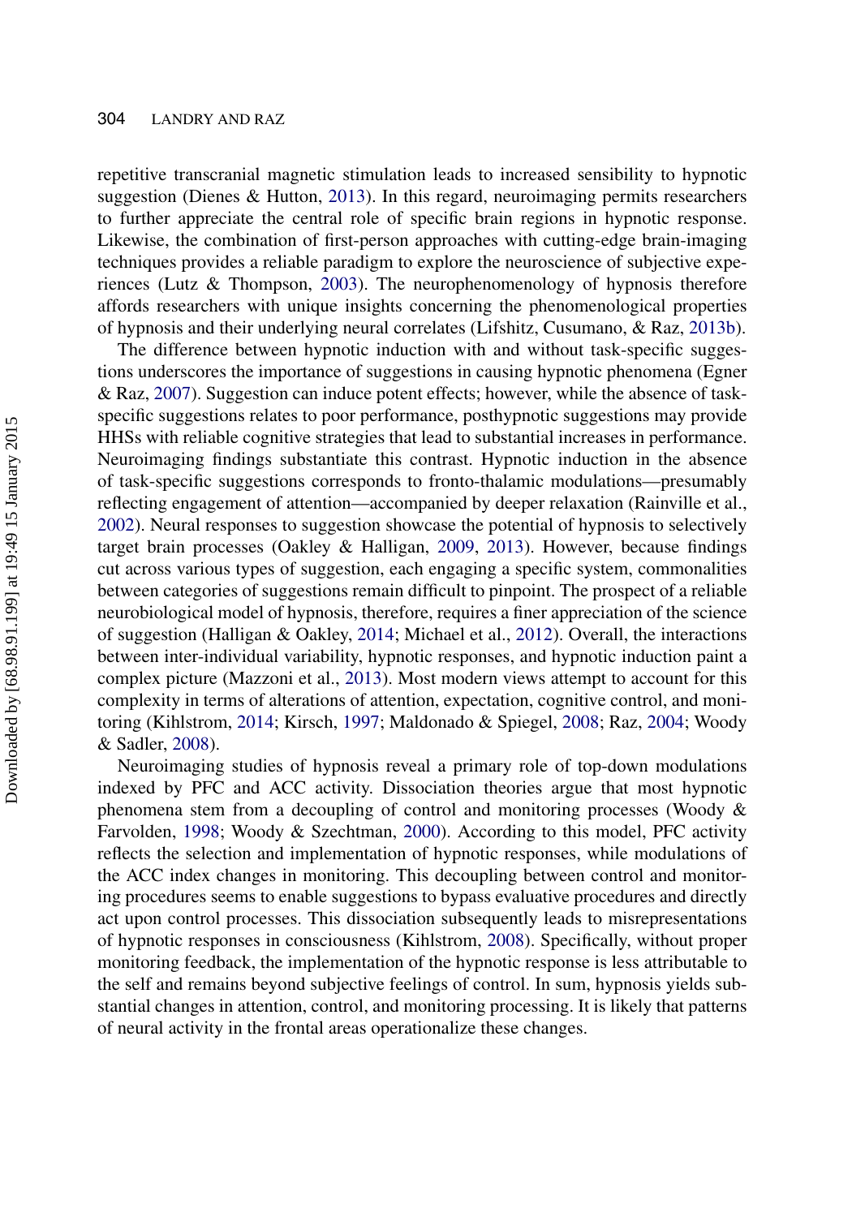repetitive transcranial magnetic stimulation leads to increased sensibility to hypnotic suggestion (Dienes & Hutton, 2013). In this regard, neuroimaging permits researchers to further appreciate the central role of specific brain regions in hypnotic response. Likewise, the combination of first-person approaches with cutting-edge brain-imaging techniques provides a reliable paradigm to explore the neuroscience of subjective experiences (Lutz & Thompson, 2003). The neurophenomenology of hypnosis therefore affords researchers with unique insights concerning the phenomenological properties of hypnosis and their underlying neural correlates (Lifshitz, Cusumano, & Raz, 2013b).

The difference between hypnotic induction with and without task-specific suggestions underscores the importance of suggestions in causing hypnotic phenomena (Egner & Raz, 2007). Suggestion can induce potent effects; however, while the absence of task-specific suggestions relates to poor performance, posthypnotic suggestions may provide HHSs with reliable cognitive strategies that lead to substantial increases in performance. Neuroimaging findings substantiate this contrast. Hypnotic induction in the absence of task-specific suggestions corresponds to fronto-thalamic modulations—presumably reflecting engagement of attention—accompanied by deeper relaxation (Rainville et al., 2002). Neural responses to suggestion showcase the potential of hypnosis to selectively target brain processes (Oakley & Halligan, 2009, 2013). However, because findings cut across various types of suggestion, each engaging a specific system, commonalities between categories of suggestions remain difficult to pinpoint. The prospect of a reliable neurobiological model of hypnosis, therefore, requires a finer appreciation of the science of suggestion (Halligan & Oakley, 2014; Michael et al., 2012). Overall, the interactions between inter-individual variability, hypnotic responses, and hypnotic induction paint a complex picture (Mazzoni et al., 2013). Most modern views attempt to account for this complexity in terms of alterations of attention, expectation, cognitive control, and monitoring (Kihlstrom, 2014; Kirsch, 1997; Maldonado & Spiegel, 2008; Raz, 2004; Woody & Sadler, 2008).

Neuroimaging studies of hypnosis reveal a primary role of top-down modulations indexed by PFC and ACC activity. Dissociation theories argue that most hypnotic phenomena stem from a decoupling of control and monitoring processes (Woody & Farvolden, 1998; Woody & Szechtman, 2000). According to this model, PFC activity reflects the selection and implementation of hypnotic responses, while modulations of the ACC index changes in monitoring. This decoupling between control and monitoring procedures seems to enable suggestions to bypass evaluative procedures and directly act upon control processes. This dissociation subsequently leads to misrepresentations of hypnotic responses in consciousness (Kihlstrom, 2008). Specifically, without proper monitoring feedback, the implementation of the hypnotic response is less attributable to the self and remains beyond subjective feelings of control. In sum, hypnosis yields substantial changes in attention, control, and monitoring processing. It is likely that patterns of neural activity in the frontal areas operationalize these changes.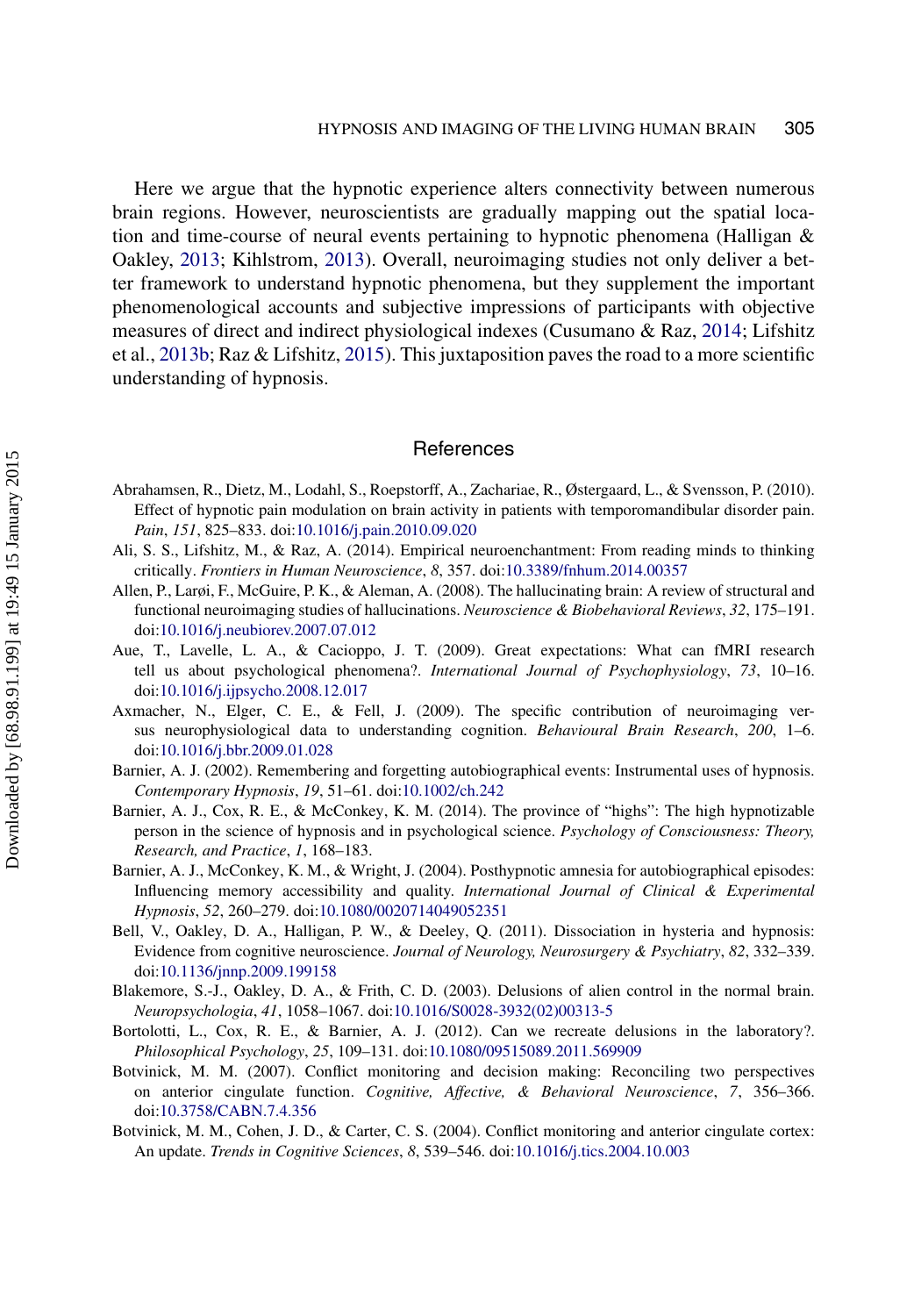Here we argue that the hypnotic experience alters connectivity between numerous brain regions. However, neuroscientists are gradually mapping out the spatial location and time-course of neural events pertaining to hypnotic phenomena (Halligan & Oakley, 2013; Kihlstrom, 2013). Overall, neuroimaging studies not only deliver a better framework to understand hypnotic phenomena, but they supplement the important phenomenological accounts and subjective impressions of participants with objective measures of direct and indirect physiological indexes (Cusumano & Raz, 2014; Lifshitz et al., 2013b; Raz & Lifshitz, 2015). This juxtaposition paves the road to a more scientific understanding of hypnosis.

## References

Abrahamsen, R., Dietz, M., Lodahl, S., Roepstorff, A., Zachariae, R., Østergaard, L., & Svensson, P. (2010). Effect of hypnotic pain modulation on brain activity in patients with temporomandibular disorder pain. *Pain*, *151*, 825–833. doi:10.1016/j.pain.2010.09.020

Ali, S. S., Lifshitz, M., & Raz, A. (2014). Empirical neuroenchantment: From reading minds to thinking critically. *Frontiers in Human Neuroscience*, *8*, 357. doi:10.3389/fnhum.2014.00357

Allen, P., Larøi, F., McGuire, P. K., & Aleman, A. (2008). The hallucinating brain: A review of structural and functional neuroimaging studies of hallucinations. *Neuroscience & Biobehavioral Reviews*, *32*, 175–191. doi:10.1016/j.neubiorev.2007.07.012

Aue, T., Lavelle, L. A., & Cacioppo, J. T. (2009). Great expectations: What can fMRI research tell us about psychological phenomena?. *International Journal of Psychophysiology*, *73*, 10–16. doi:10.1016/j.ijpsycho.2008.12.017

Axmacher, N., Elger, C. E., & Fell, J. (2009). The specific contribution of neuroimaging versus neurophysiological data to understanding cognition. *Behavioural Brain Research*, *200*, 1–6. doi:10.1016/j.bbr.2009.01.028

Barnier, A. J. (2002). Remembering and forgetting autobiographical events: Instrumental uses of hypnosis. *Contemporary Hypnosis*, *19*, 51–61. doi:10.1002/ch.242

Barnier, A. J., Cox, R. E., & McConkey, K. M. (2014). The province of "highs": The high hypnotizable person in the science of hypnosis and in psychological science. *Psychology of Consciousness: Theory, Research, and Practice*, *1*, 168–183.

Barnier, A. J., McConkey, K. M., & Wright, J. (2004). Posthypnotic amnesia for autobiographical episodes: Influencing memory accessibility and quality. *International Journal of Clinical & Experimental Hypnosis*, *52*, 260–279. doi:10.1080/0020714049052351

Bell, V., Oakley, D. A., Halligan, P. W., & Deeley, Q. (2011). Dissociation in hysteria and hypnosis: Evidence from cognitive neuroscience. *Journal of Neurology, Neurosurgery & Psychiatry*, *82*, 332–339. doi:10.1136/jnnp.2009.199158

Blakemore, S.-J., Oakley, D. A., & Frith, C. D. (2003). Delusions of alien control in the normal brain. *Neuropsychologia*, *41*, 1058–1067. doi:10.1016/S0028-3932(02)00313-5

Bortolotti, L., Cox, R. E., & Barnier, A. J. (2012). Can we recreate delusions in the laboratory?. *Philosophical Psychology*, *25*, 109–131. doi:10.1080/09515089.2011.569909

Botvinick, M. M. (2007). Conflict monitoring and decision making: Reconciling two perspectives on anterior cingulate function. *Cognitive, Affective, & Behavioral Neuroscience*, *7*, 356–366. doi:10.3758/CABN.7.4.356

Botvinick, M. M., Cohen, J. D., & Carter, C. S. (2004). Conflict monitoring and anterior cingulate cortex: An update. *Trends in Cognitive Sciences*, *8*, 539–546. doi:10.1016/j.tics.2004.10.003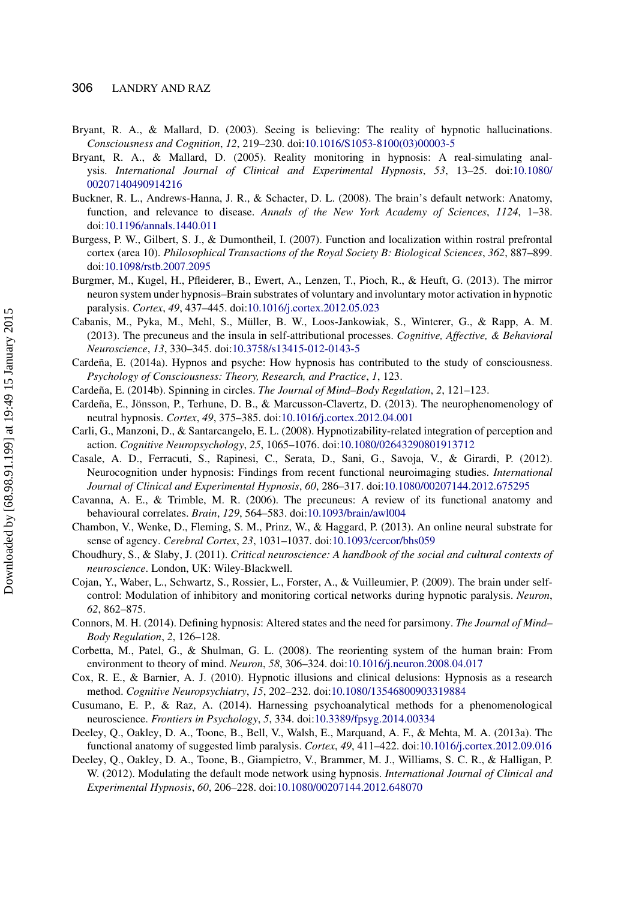Bryant, R. A., & Mallard, D. (2003). Seeing is believing: The reality of hypnotic hallucinations. *Consciousness and Cognition*, *12*, 219–230. doi:10.1016/S1053-8100(03)00003-5

Bryant, R. A., & Mallard, D. (2005). Reality monitoring in hypnosis: A real-simulating analysis. *International Journal of Clinical and Experimental Hypnosis*, *53*, 13–25. doi:10.1080/00207140490914216

Buckner, R. L., Andrews-Hanna, J. R., & Schacter, D. L. (2008). The brain's default network: Anatomy, function, and relevance to disease. *Annals of the New York Academy of Sciences*, *1124*, 1–38. doi:10.1196/annals.1440.011

Burgess, P. W., Gilbert, S. J., & Dumontheil, I. (2007). Function and localization within rostral prefrontal cortex (area 10). *Philosophical Transactions of the Royal Society B: Biological Sciences*, *362*, 887–899. doi:10.1098/rstb.2007.2095

Burgmer, M., Kugel, H., Pfleiderer, B., Ewert, A., Lenzen, T., Pioch, R., & Heuft, G. (2013). The mirror neuron system under hypnosis–Brain substrates of voluntary and involuntary motor activation in hypnotic paralysis. *Cortex*, *49*, 437–445. doi:10.1016/j.cortex.2012.05.023

Cabanis, M., Pyka, M., Mehl, S., Müller, B. W., Loos-Jankowiak, S., Winterer, G., & Rapp, A. M. (2013). The precuneus and the insula in self-attributional processes. *Cognitive, Affective, & Behavioral Neuroscience*, *13*, 330–345. doi:10.3758/s13415-012-0143-5

Cardeña, E. (2014a). Hypnos and psyche: How hypnosis has contributed to the study of consciousness. *Psychology of Consciousness: Theory, Research, and Practice*, *1*, 123.

Cardeña, E. (2014b). Spinning in circles. *The Journal of Mind–Body Regulation*, *2*, 121–123.

Cardeña, E., Jönsson, P., Terhune, D. B., & Marcusson-Clavertz, D. (2013). The neurophenomenology of neutral hypnosis. *Cortex*, *49*, 375–385. doi:10.1016/j.cortex.2012.04.001

Carli, G., Manzoni, D., & Santarcangelo, E. L. (2008). Hypnotizability-related integration of perception and action. *Cognitive Neuropsychology*, *25*, 1065–1076. doi:10.1080/02643290801913712

Casale, A. D., Ferracuti, S., Rapinesi, C., Serata, D., Sani, G., Savoja, V., & Girardi, P. (2012). Neurocognition under hypnosis: Findings from recent functional neuroimaging studies. *International Journal of Clinical and Experimental Hypnosis*, *60*, 286–317. doi:10.1080/00207144.2012.675295

Cavanna, A. E., & Trimble, M. R. (2006). The precuneus: A review of its functional anatomy and behavioural correlates. *Brain*, *129*, 564–583. doi:10.1093/brain/awl004

Chambon, V., Wenke, D., Fleming, S. M., Prinz, W., & Haggard, P. (2013). An online neural substrate for sense of agency. *Cerebral Cortex*, *23*, 1031–1037. doi:10.1093/cercor/bhs059

Choudhury, S., & Slaby, J. (2011). *Critical neuroscience: A handbook of the social and cultural contexts of neuroscience*. London, UK: Wiley-Blackwell.

Cojan, Y., Waber, L., Schwartz, S., Rossier, L., Forster, A., & Vuilleumier, P. (2009). The brain under self-control: Modulation of inhibitory and monitoring cortical networks during hypnotic paralysis. *Neuron*, *62*, 862–875.

Connors, M. H. (2014). Defining hypnosis: Altered states and the need for parsimony. *The Journal of Mind–Body Regulation*, *2*, 126–128.

Corbetta, M., Patel, G., & Shulman, G. L. (2008). The reorienting system of the human brain: From environment to theory of mind. *Neuron*, *58*, 306–324. doi:10.1016/j.neuron.2008.04.017

Cox, R. E., & Barnier, A. J. (2010). Hypnotic illusions and clinical delusions: Hypnosis as a research method. *Cognitive Neuropsychiatry*, *15*, 202–232. doi:10.1080/13546800903319884

Cusumano, E. P., & Raz, A. (2014). Harnessing psychoanalytical methods for a phenomenological neuroscience. *Frontiers in Psychology*, *5*, 334. doi:10.3389/fpsyg.2014.00334

Deeley, Q., Oakley, D. A., Toone, B., Bell, V., Walsh, E., Marquand, A. F., & Mehta, M. A. (2013a). The functional anatomy of suggested limb paralysis. *Cortex*, *49*, 411–422. doi:10.1016/j.cortex.2012.09.016

Deeley, Q., Oakley, D. A., Toone, B., Giampietro, V., Brammer, M. J., Williams, S. C. R., & Halligan, P. W. (2012). Modulating the default mode network using hypnosis. *International Journal of Clinical and Experimental Hypnosis*, *60*, 206–228. doi:10.1080/00207144.2012.648070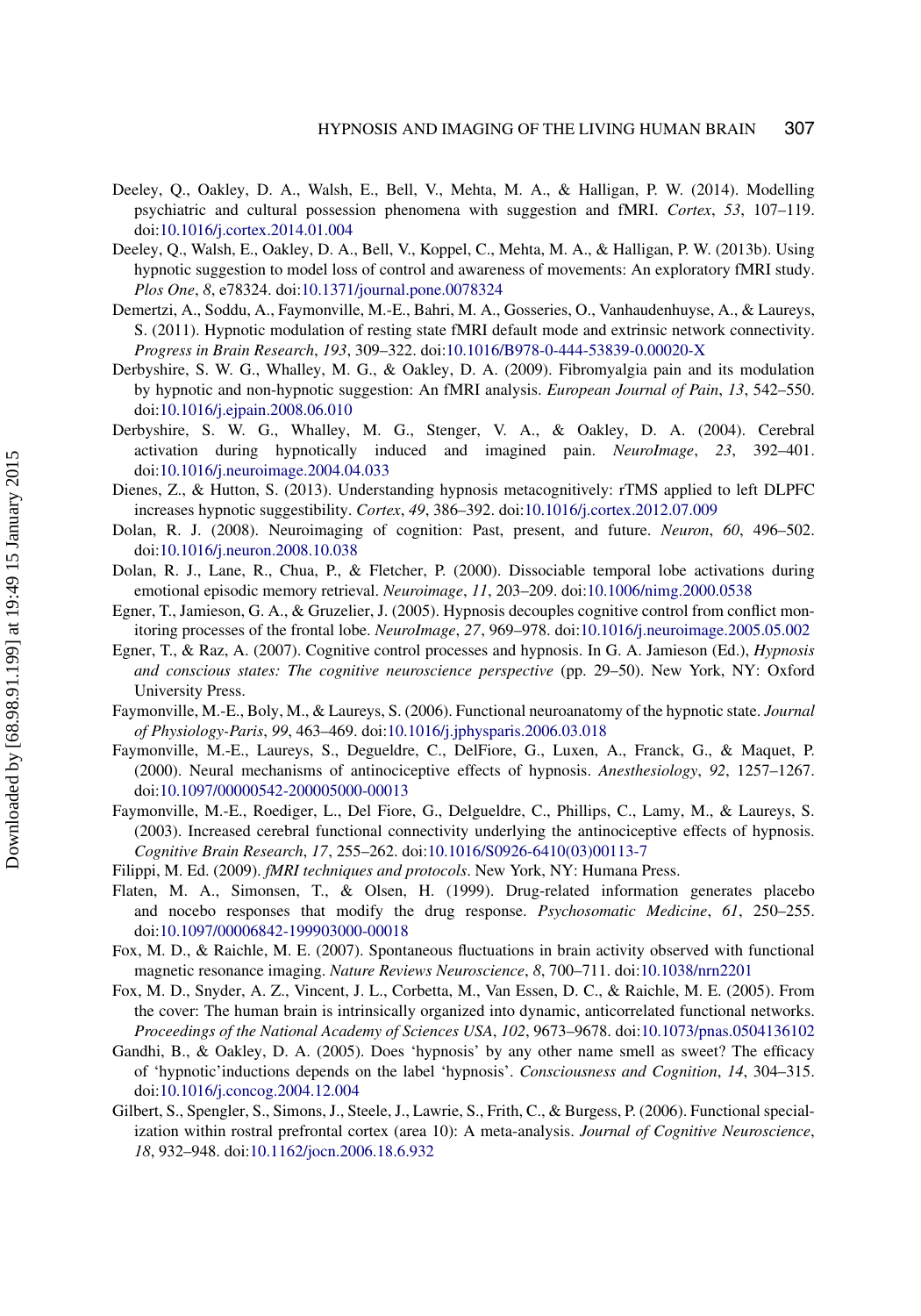Deeley, Q., Oakley, D. A., Walsh, E., Bell, V., Mehta, M. A., & Halligan, P. W. (2014). Modelling psychiatric and cultural possession phenomena with suggestion and fMRI. *Cortex*, *53*, 107–119. doi:10.1016/j.cortex.2014.01.004

Deeley, Q., Walsh, E., Oakley, D. A., Bell, V., Koppel, C., Mehta, M. A., & Halligan, P. W. (2013b). Using hypnotic suggestion to model loss of control and awareness of movements: An exploratory fMRI study. *Plos One*, *8*, e78324. doi:10.1371/journal.pone.0078324

Demertzi, A., Soddu, A., Faymonville, M.-E., Bahri, M. A., Gosseries, O., Vanhaudenhuyse, A., & Laureys, S. (2011). Hypnotic modulation of resting state fMRI default mode and extrinsic network connectivity. *Progress in Brain Research*, *193*, 309–322. doi:10.1016/B978-0-444-53839-0.00020-X

Derbyshire, S. W. G., Whalley, M. G., & Oakley, D. A. (2009). Fibromyalgia pain and its modulation by hypnotic and non-hypnotic suggestion: An fMRI analysis. *European Journal of Pain*, *13*, 542–550. doi:10.1016/j.ejpain.2008.06.010

Derbyshire, S. W. G., Whalley, M. G., Stenger, V. A., & Oakley, D. A. (2004). Cerebral activation during hypnotically induced and imagined pain. *NeuroImage*, *23*, 392–401. doi:10.1016/j.neuroimage.2004.04.033

Dienes, Z., & Hutton, S. (2013). Understanding hypnosis metacognitively: rTMS applied to left DLPFC increases hypnotic suggestibility. *Cortex*, *49*, 386–392. doi:10.1016/j.cortex.2012.07.009

Dolan, R. J. (2008). Neuroimaging of cognition: Past, present, and future. *Neuron*, *60*, 496–502. doi:10.1016/j.neuron.2008.10.038

Dolan, R. J., Lane, R., Chua, P., & Fletcher, P. (2000). Dissociable temporal lobe activations during emotional episodic memory retrieval. *Neuroimage*, *11*, 203–209. doi:10.1006/nimg.2000.0538

Egner, T., Jamieson, G. A., & Gruzelier, J. (2005). Hypnosis decouples cognitive control from conflict monitoring processes of the frontal lobe. *NeuroImage*, *27*, 969–978. doi:10.1016/j.neuroimage.2005.05.002

Egner, T., & Raz, A. (2007). Cognitive control processes and hypnosis. In G. A. Jamieson (Ed.), *Hypnosis and conscious states: The cognitive neuroscience perspective* (pp. 29–50). New York, NY: Oxford University Press.

Faymonville, M.-E., Boly, M., & Laureys, S. (2006). Functional neuroanatomy of the hypnotic state. *Journal of Physiology-Paris*, *99*, 463–469. doi:10.1016/j.jphysparis.2006.03.018

Faymonville, M.-E., Laureys, S., Degueldre, C., DelFiore, G., Luxen, A., Franck, G., & Maquet, P. (2000). Neural mechanisms of antinociceptive effects of hypnosis. *Anesthesiology*, *92*, 1257–1267. doi:10.1097/00000542-200005000-00013

Faymonville, M.-E., Roediger, L., Del Fiore, G., Delgueldre, C., Phillips, C., Lamy, M., & Laureys, S. (2003). Increased cerebral functional connectivity underlying the antinociceptive effects of hypnosis. *Cognitive Brain Research*, *17*, 255–262. doi:10.1016/S0926-6410(03)00113-7

Filippi, M. Ed. (2009). *fMRI techniques and protocols*. New York, NY: Humana Press.

Flaten, M. A., Simonsen, T., & Olsen, H. (1999). Drug-related information generates placebo and nocebo responses that modify the drug response. *Psychosomatic Medicine*, *61*, 250–255. doi:10.1097/00006842-199903000-00018

Fox, M. D., & Raichle, M. E. (2007). Spontaneous fluctuations in brain activity observed with functional magnetic resonance imaging. *Nature Reviews Neuroscience*, *8*, 700–711. doi:10.1038/nrn2201

Fox, M. D., Snyder, A. Z., Vincent, J. L., Corbetta, M., Van Essen, D. C., & Raichle, M. E. (2005). From the cover: The human brain is intrinsically organized into dynamic, anticorrelated functional networks. *Proceedings of the National Academy of Sciences USA*, *102*, 9673–9678. doi:10.1073/pnas.0504136102

Gandhi, B., & Oakley, D. A. (2005). Does 'hypnosis' by any other name smell as sweet? The efficacy of 'hypnotic'inductions depends on the label 'hypnosis'. *Consciousness and Cognition*, *14*, 304–315. doi:10.1016/j.concog.2004.12.004

Gilbert, S., Spengler, S., Simons, J., Steele, J., Lawrie, S., Frith, C., & Burgess, P. (2006). Functional specialization within rostral prefrontal cortex (area 10): A meta-analysis. *Journal of Cognitive Neuroscience*, *18*, 932–948. doi:10.1162/jocn.2006.18.6.932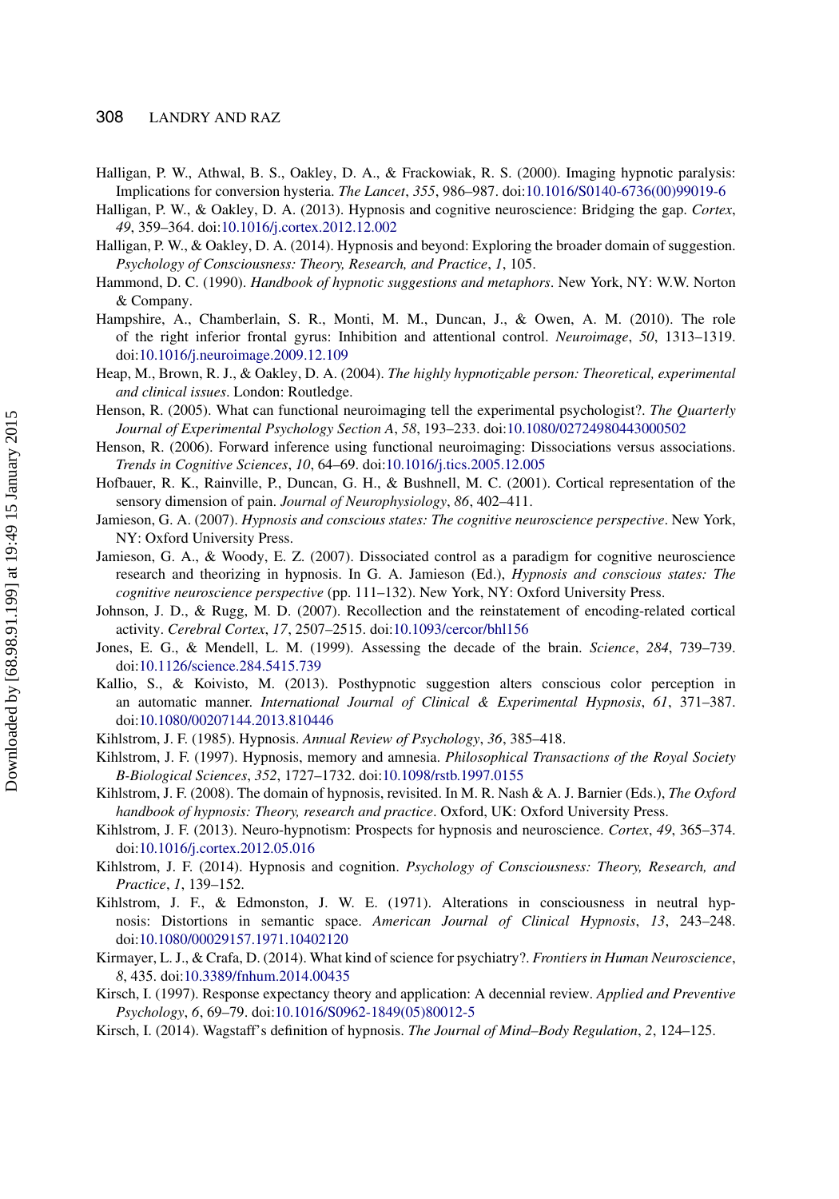Halligan, P. W., Athwal, B. S., Oakley, D. A., & Frackowiak, R. S. (2000). Imaging hypnotic paralysis: Implications for conversion hysteria. *The Lancet*, *355*, 986–987. doi:10.1016/S0140-6736(00)99019-6

Halligan, P. W., & Oakley, D. A. (2013). Hypnosis and cognitive neuroscience: Bridging the gap. *Cortex*, *49*, 359–364. doi:10.1016/j.cortex.2012.12.002

Halligan, P. W., & Oakley, D. A. (2014). Hypnosis and beyond: Exploring the broader domain of suggestion. *Psychology of Consciousness: Theory, Research, and Practice*, *1*, 105.

Hammond, D. C. (1990). *Handbook of hypnotic suggestions and metaphors*. New York, NY: W.W. Norton & Company.

Hampshire, A., Chamberlain, S. R., Monti, M. M., Duncan, J., & Owen, A. M. (2010). The role of the right inferior frontal gyrus: Inhibition and attentional control. *Neuroimage*, *50*, 1313–1319. doi:10.1016/j.neuroimage.2009.12.109

Heap, M., Brown, R. J., & Oakley, D. A. (2004). *The highly hypnotizable person: Theoretical, experimental and clinical issues*. London: Routledge.

Henson, R. (2005). What can functional neuroimaging tell the experimental psychologist?. *The Quarterly Journal of Experimental Psychology Section A*, *58*, 193–233. doi:10.1080/02724980443000502

Henson, R. (2006). Forward inference using functional neuroimaging: Dissociations versus associations. *Trends in Cognitive Sciences*, *10*, 64–69. doi:10.1016/j.tics.2005.12.005

Hofbauer, R. K., Rainville, P., Duncan, G. H., & Bushnell, M. C. (2001). Cortical representation of the sensory dimension of pain. *Journal of Neurophysiology*, *86*, 402–411.

Jamieson, G. A. (2007). *Hypnosis and conscious states: The cognitive neuroscience perspective*. New York, NY: Oxford University Press.

Jamieson, G. A., & Woody, E. Z. (2007). Dissociated control as a paradigm for cognitive neuroscience research and theorizing in hypnosis. In G. A. Jamieson (Ed.), *Hypnosis and conscious states: The cognitive neuroscience perspective* (pp. 111–132). New York, NY: Oxford University Press.

Johnson, J. D., & Rugg, M. D. (2007). Recollection and the reinstatement of encoding-related cortical activity. *Cerebral Cortex*, *17*, 2507–2515. doi:10.1093/cercor/bhl156

Jones, E. G., & Mendell, L. M. (1999). Assessing the decade of the brain. *Science*, *284*, 739–739. doi:10.1126/science.284.5415.739

Kallio, S., & Koivisto, M. (2013). Posthypnotic suggestion alters conscious color perception in an automatic manner. *International Journal of Clinical & Experimental Hypnosis*, *61*, 371–387. doi:10.1080/00207144.2013.810446

Kihlstrom, J. F. (1985). Hypnosis. *Annual Review of Psychology*, *36*, 385–418.

Kihlstrom, J. F. (1997). Hypnosis, memory and amnesia. *Philosophical Transactions of the Royal Society B-Biological Sciences*, *352*, 1727–1732. doi:10.1098/rstb.1997.0155

Kihlstrom, J. F. (2008). The domain of hypnosis, revisited. In M. R. Nash & A. J. Barnier (Eds.), *The Oxford handbook of hypnosis: Theory, research and practice*. Oxford, UK: Oxford University Press.

Kihlstrom, J. F. (2013). Neuro-hypnotism: Prospects for hypnosis and neuroscience. *Cortex*, *49*, 365–374. doi:10.1016/j.cortex.2012.05.016

Kihlstrom, J. F. (2014). Hypnosis and cognition. *Psychology of Consciousness: Theory, Research, and Practice*, *1*, 139–152.

Kihlstrom, J. F., & Edmonston, J. W. E. (1971). Alterations in consciousness in neutral hypnosis: Distortions in semantic space. *American Journal of Clinical Hypnosis*, *13*, 243–248. doi:10.1080/00029157.1971.10402120

Kirmayer, L. J., & Crafa, D. (2014). What kind of science for psychiatry?. *Frontiers in Human Neuroscience*, *8*, 435. doi:10.3389/fnhum.2014.00435

Kirsch, I. (1997). Response expectancy theory and application: A decennial review. *Applied and Preventive Psychology*, *6*, 69–79. doi:10.1016/S0962-1849(05)80012-5

Kirsch, I. (2014). Wagstaff's definition of hypnosis. *The Journal of Mind–Body Regulation*, *2*, 124–125.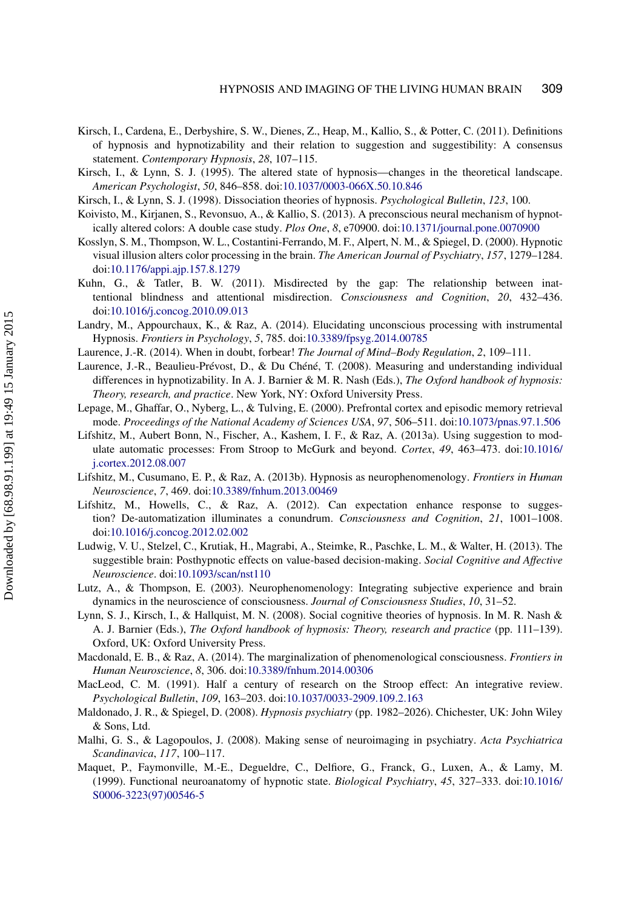Kirsch, I., Cardena, E., Derbyshire, S. W., Dienes, Z., Heap, M., Kallio, S., & Potter, C. (2011). Definitions of hypnosis and hypnotizability and their relation to suggestion and suggestibility: A consensus statement. *Contemporary Hypnosis*, *28*, 107–115.

Kirsch, I., & Lynn, S. J. (1995). The altered state of hypnosis—changes in the theoretical landscape. *American Psychologist*, *50*, 846–858. doi:10.1037/0003-066X.50.10.846

Kirsch, I., & Lynn, S. J. (1998). Dissociation theories of hypnosis. *Psychological Bulletin*, *123*, 100.

Koivisto, M., Kirjanen, S., Revonsuo, A., & Kallio, S. (2013). A preconscious neural mechanism of hypnotically altered colors: A double case study. *Plos One*, *8*, e70900. doi:10.1371/journal.pone.0070900

Kosslyn, S. M., Thompson, W. L., Costantini-Ferrando, M. F., Alpert, N. M., & Spiegel, D. (2000). Hypnotic visual illusion alters color processing in the brain. *The American Journal of Psychiatry*, *157*, 1279–1284. doi:10.1176/appi.ajp.157.8.1279

Kuhn, G., & Tatler, B. W. (2011). Misdirected by the gap: The relationship between inattentional blindness and attentional misdirection. *Consciousness and Cognition*, *20*, 432–436. doi:10.1016/j.concog.2010.09.013

Landry, M., Appourchaux, K., & Raz, A. (2014). Elucidating unconscious processing with instrumental Hypnosis. *Frontiers in Psychology*, *5*, 785. doi:10.3389/fpsyg.2014.00785

Laurence, J.-R. (2014). When in doubt, forbear! *The Journal of Mind–Body Regulation*, *2*, 109–111.

Laurence, J.-R., Beaulieu-Prévost, D., & Du Chéné, T. (2008). Measuring and understanding individual differences in hypnotizability. In A. J. Barnier & M. R. Nash (Eds.), *The Oxford handbook of hypnosis: Theory, research, and practice*. New York, NY: Oxford University Press.

Lepage, M., Ghaffar, O., Nyberg, L., & Tulving, E. (2000). Prefrontal cortex and episodic memory retrieval mode. *Proceedings of the National Academy of Sciences USA*, *97*, 506–511. doi:10.1073/pnas.97.1.506

Lifshitz, M., Aubert Bonn, N., Fischer, A., Kashem, I. F., & Raz, A. (2013a). Using suggestion to modulate automatic processes: From Stroop to McGurk and beyond. *Cortex*, *49*, 463–473. doi:10.1016/j.cortex.2012.08.007

Lifshitz, M., Cusumano, E. P., & Raz, A. (2013b). Hypnosis as neurophenomenology. *Frontiers in Human Neuroscience*, *7*, 469. doi:10.3389/fnhum.2013.00469

Lifshitz, M., Howells, C., & Raz, A. (2012). Can expectation enhance response to suggestion? De-automatization illuminates a conundrum. *Consciousness and Cognition*, *21*, 1001–1008. doi:10.1016/j.concog.2012.02.002

Ludwig, V. U., Stelzel, C., Krutiak, H., Magrabi, A., Steimke, R., Paschke, L. M., & Walter, H. (2013). The suggestible brain: Posthypnotic effects on value-based decision-making. *Social Cognitive and Affective Neuroscience*. doi:10.1093/scan/nst110

Lutz, A., & Thompson, E. (2003). Neurophenomenology: Integrating subjective experience and brain dynamics in the neuroscience of consciousness. *Journal of Consciousness Studies*, *10*, 31–52.

Lynn, S. J., Kirsch, I., & Hallquist, M. N. (2008). Social cognitive theories of hypnosis. In M. R. Nash & A. J. Barnier (Eds.), *The Oxford handbook of hypnosis: Theory, research and practice* (pp. 111–139). Oxford, UK: Oxford University Press.

Macdonald, E. B., & Raz, A. (2014). The marginalization of phenomenological consciousness. *Frontiers in Human Neuroscience*, *8*, 306. doi:10.3389/fnhum.2014.00306

MacLeod, C. M. (1991). Half a century of research on the Stroop effect: An integrative review. *Psychological Bulletin*, *109*, 163–203. doi:10.1037/0033-2909.109.2.163

Maldonado, J. R., & Spiegel, D. (2008). *Hypnosis psychiatry* (pp. 1982–2026). Chichester, UK: John Wiley & Sons, Ltd.

Malhi, G. S., & Lagopoulos, J. (2008). Making sense of neuroimaging in psychiatry. *Acta Psychiatrica Scandinavica*, *117*, 100–117.

Maquet, P., Faymonville, M.-E., Degueldre, C., Delfiore, G., Franck, G., Luxen, A., & Lamy, M. (1999). Functional neuroanatomy of hypnotic state. *Biological Psychiatry*, *45*, 327–333. doi:10.1016/S0006-3223(97)00546-5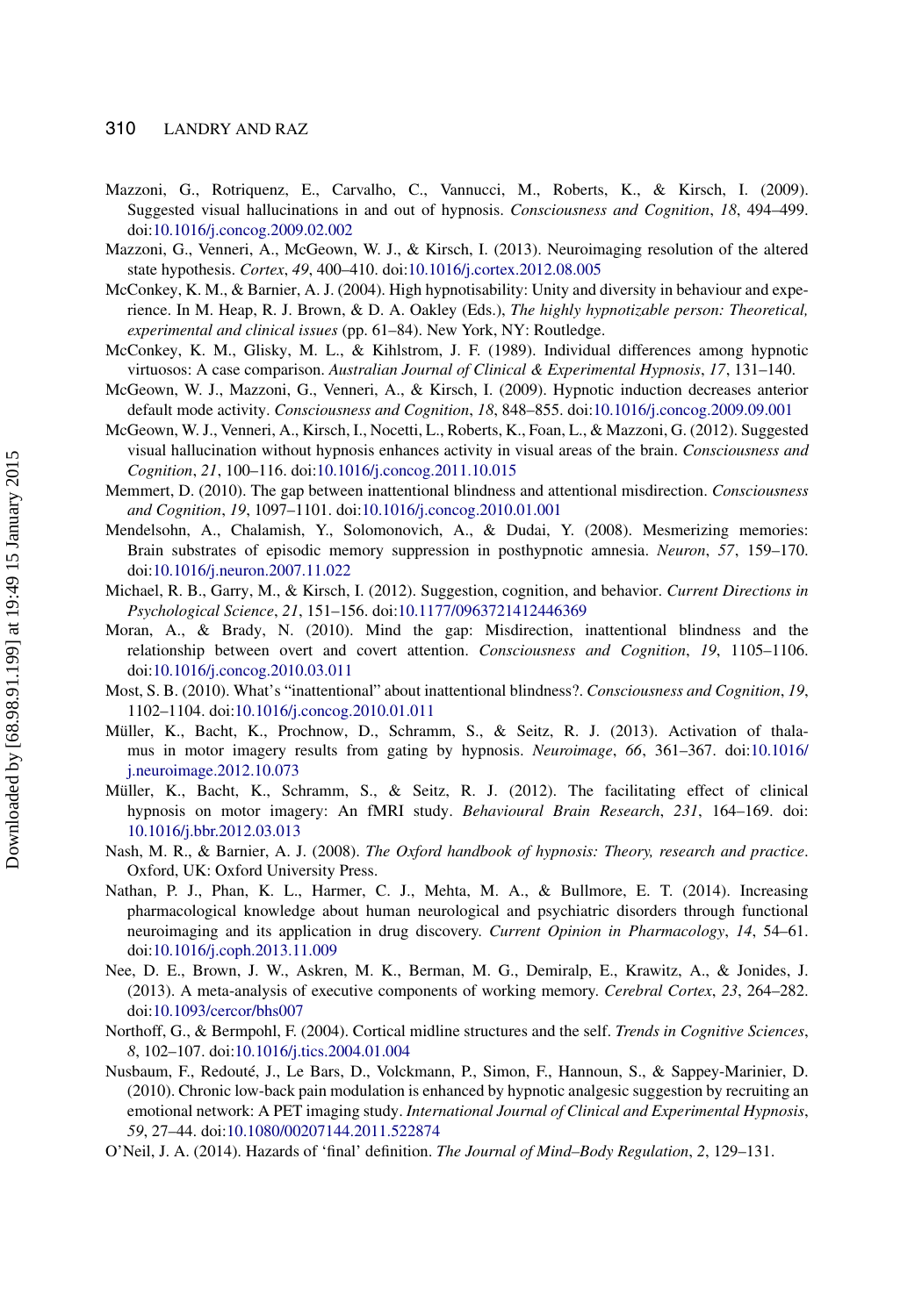Mazzoni, G., Rotriquenz, E., Carvalho, C., Vannucci, M., Roberts, K., & Kirsch, I. (2009). Suggested visual hallucinations in and out of hypnosis. *Consciousness and Cognition*, *18*, 494–499. doi:10.1016/j.concog.2009.02.002

Mazzoni, G., Venneri, A., McGeown, W. J., & Kirsch, I. (2013). Neuroimaging resolution of the altered state hypothesis. *Cortex*, *49*, 400–410. doi:10.1016/j.cortex.2012.08.005

McConkey, K. M., & Barnier, A. J. (2004). High hypnotisability: Unity and diversity in behaviour and experience. In M. Heap, R. J. Brown, & D. A. Oakley (Eds.), *The highly hypnotizable person: Theoretical, experimental and clinical issues* (pp. 61–84). New York, NY: Routledge.

McConkey, K. M., Glisky, M. L., & Kihlstrom, J. F. (1989). Individual differences among hypnotic virtuosos: A case comparison. *Australian Journal of Clinical & Experimental Hypnosis*, *17*, 131–140.

McGeown, W. J., Mazzoni, G., Venneri, A., & Kirsch, I. (2009). Hypnotic induction decreases anterior default mode activity. *Consciousness and Cognition*, *18*, 848–855. doi:10.1016/j.concog.2009.09.001

McGeown, W. J., Venneri, A., Kirsch, I., Nocetti, L., Roberts, K., Foan, L., & Mazzoni, G. (2012). Suggested visual hallucination without hypnosis enhances activity in visual areas of the brain. *Consciousness and Cognition*, *21*, 100–116. doi:10.1016/j.concog.2011.10.015

Memmert, D. (2010). The gap between inattentional blindness and attentional misdirection. *Consciousness and Cognition*, *19*, 1097–1101. doi:10.1016/j.concog.2010.01.001

Mendelsohn, A., Chalamish, Y., Solomonovich, A., & Dudai, Y. (2008). Mesmerizing memories: Brain substrates of episodic memory suppression in posthypnotic amnesia. *Neuron*, *57*, 159–170. doi:10.1016/j.neuron.2007.11.022

Michael, R. B., Garry, M., & Kirsch, I. (2012). Suggestion, cognition, and behavior. *Current Directions in Psychological Science*, *21*, 151–156. doi:10.1177/0963721412446369

Moran, A., & Brady, N. (2010). Mind the gap: Misdirection, inattentional blindness and the relationship between overt and covert attention. *Consciousness and Cognition*, *19*, 1105–1106. doi:10.1016/j.concog.2010.03.011

Most, S. B. (2010). What's "inattentional" about inattentional blindness?. *Consciousness and Cognition*, *19*, 1102–1104. doi:10.1016/j.concog.2010.01.011

Müller, K., Bacht, K., Prochnow, D., Schramm, S., & Seitz, R. J. (2013). Activation of thalamus in motor imagery results from gating by hypnosis. *Neuroimage*, *66*, 361–367. doi:10.1016/j.neuroimage.2012.10.073

Müller, K., Bacht, K., Schramm, S., & Seitz, R. J. (2012). The facilitating effect of clinical hypnosis on motor imagery: An fMRI study. *Behavioural Brain Research*, *231*, 164–169. doi:10.1016/j.bbr.2012.03.013

Nash, M. R., & Barnier, A. J. (2008). *The Oxford handbook of hypnosis: Theory, research and practice*. Oxford, UK: Oxford University Press.

Nathan, P. J., Phan, K. L., Harmer, C. J., Mehta, M. A., & Bullmore, E. T. (2014). Increasing pharmacological knowledge about human neurological and psychiatric disorders through functional neuroimaging and its application in drug discovery. *Current Opinion in Pharmacology*, *14*, 54–61. doi:10.1016/j.coph.2013.11.009

Nee, D. E., Brown, J. W., Askren, M. K., Berman, M. G., Demiralp, E., Krawitz, A., & Jonides, J. (2013). A meta-analysis of executive components of working memory. *Cerebral Cortex*, *23*, 264–282. doi:10.1093/cercor/bhs007

Northoff, G., & Bermpohl, F. (2004). Cortical midline structures and the self. *Trends in Cognitive Sciences*, *8*, 102–107. doi:10.1016/j.tics.2004.01.004

Nusbaum, F., Redouté, J., Le Bars, D., Volckmann, P., Simon, F., Hannoun, S., & Sappey-Marinier, D. (2010). Chronic low-back pain modulation is enhanced by hypnotic analgesic suggestion by recruiting an emotional network: A PET imaging study. *International Journal of Clinical and Experimental Hypnosis*, *59*, 27–44. doi:10.1080/00207144.2011.522874

O'Neil, J. A. (2014). Hazards of 'final' definition. *The Journal of Mind–Body Regulation*, *2*, 129–131.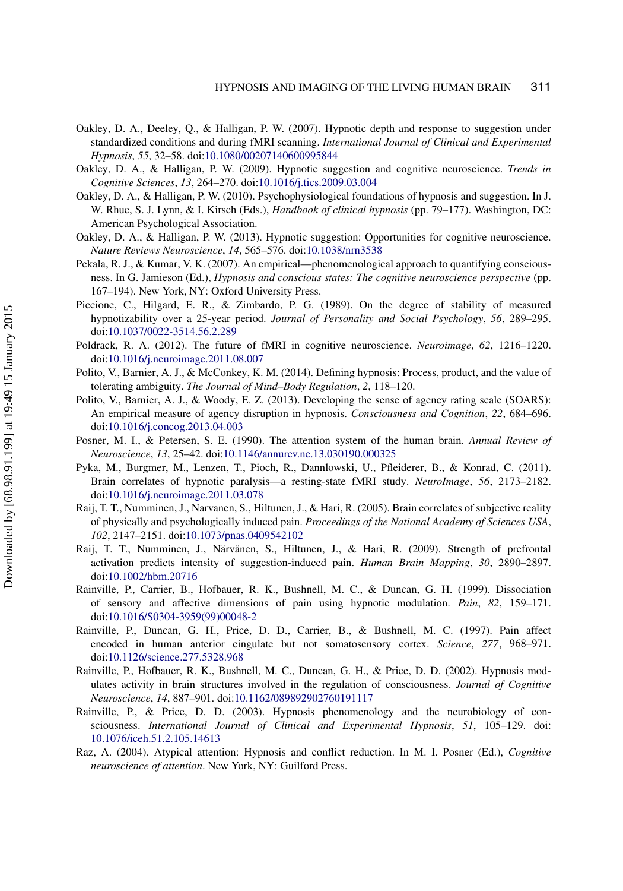Oakley, D. A., Deeley, Q., & Halligan, P. W. (2007). Hypnotic depth and response to suggestion under standardized conditions and during fMRI scanning. *International Journal of Clinical and Experimental Hypnosis*, *55*, 32–58. doi:10.1080/00207140600995844

Oakley, D. A., & Halligan, P. W. (2009). Hypnotic suggestion and cognitive neuroscience. *Trends in Cognitive Sciences*, *13*, 264–270. doi:10.1016/j.tics.2009.03.004

Oakley, D. A., & Halligan, P. W. (2010). Psychophysiological foundations of hypnosis and suggestion. In J. W. Rhue, S. J. Lynn, & I. Kirsch (Eds.), *Handbook of clinical hypnosis* (pp. 79–177). Washington, DC: American Psychological Association.

Oakley, D. A., & Halligan, P. W. (2013). Hypnotic suggestion: Opportunities for cognitive neuroscience. *Nature Reviews Neuroscience*, *14*, 565–576. doi:10.1038/nrn3538

Pekala, R. J., & Kumar, V. K. (2007). An empirical—phenomenological approach to quantifying consciousness. In G. Jamieson (Ed.), *Hypnosis and conscious states: The cognitive neuroscience perspective* (pp. 167–194). New York, NY: Oxford University Press.

Piccione, C., Hilgard, E. R., & Zimbardo, P. G. (1989). On the degree of stability of measured hypnotizability over a 25-year period. *Journal of Personality and Social Psychology*, *56*, 289–295. doi:10.1037/0022-3514.56.2.289

Poldrack, R. A. (2012). The future of fMRI in cognitive neuroscience. *Neuroimage*, *62*, 1216–1220. doi:10.1016/j.neuroimage.2011.08.007

Polito, V., Barnier, A. J., & McConkey, K. M. (2014). Defining hypnosis: Process, product, and the value of tolerating ambiguity. *The Journal of Mind–Body Regulation*, *2*, 118–120.

Polito, V., Barnier, A. J., & Woody, E. Z. (2013). Developing the sense of agency rating scale (SOARS): An empirical measure of agency disruption in hypnosis. *Consciousness and Cognition*, *22*, 684–696. doi:10.1016/j.concog.2013.04.003

Posner, M. I., & Petersen, S. E. (1990). The attention system of the human brain. *Annual Review of Neuroscience*, *13*, 25–42. doi:10.1146/annurev.ne.13.030190.000325

Pyka, M., Burgmer, M., Lenzen, T., Pioch, R., Dannlowski, U., Pfleiderer, B., & Konrad, C. (2011). Brain correlates of hypnotic paralysis—a resting-state fMRI study. *NeuroImage*, *56*, 2173–2182. doi:10.1016/j.neuroimage.2011.03.078

Raij, T. T., Numminen, J., Narvanen, S., Hiltunen, J., & Hari, R. (2005). Brain correlates of subjective reality of physically and psychologically induced pain. *Proceedings of the National Academy of Sciences USA*, *102*, 2147–2151. doi:10.1073/pnas.0409542102

Raij, T. T., Numminen, J., Närvänen, S., Hiltunen, J., & Hari, R. (2009). Strength of prefrontal activation predicts intensity of suggestion-induced pain. *Human Brain Mapping*, *30*, 2890–2897. doi:10.1002/hbm.20716

Rainville, P., Carrier, B., Hofbauer, R. K., Bushnell, M. C., & Duncan, G. H. (1999). Dissociation of sensory and affective dimensions of pain using hypnotic modulation. *Pain*, *82*, 159–171. doi:10.1016/S0304-3959(99)00048-2

Rainville, P., Duncan, G. H., Price, D. D., Carrier, B., & Bushnell, M. C. (1997). Pain affect encoded in human anterior cingulate but not somatosensory cortex. *Science*, *277*, 968–971. doi:10.1126/science.277.5328.968

Rainville, P., Hofbauer, R. K., Bushnell, M. C., Duncan, G. H., & Price, D. D. (2002). Hypnosis modulates activity in brain structures involved in the regulation of consciousness. *Journal of Cognitive Neuroscience*, *14*, 887–901. doi:10.1162/089892902760191117

Rainville, P., & Price, D. D. (2003). Hypnosis phenomenology and the neurobiology of consciousness. *International Journal of Clinical and Experimental Hypnosis*, *51*, 105–129. doi: 10.1076/iceh.51.2.105.14613

Raz, A. (2004). Atypical attention: Hypnosis and conflict reduction. In M. I. Posner (Ed.), *Cognitive neuroscience of attention*. New York, NY: Guilford Press.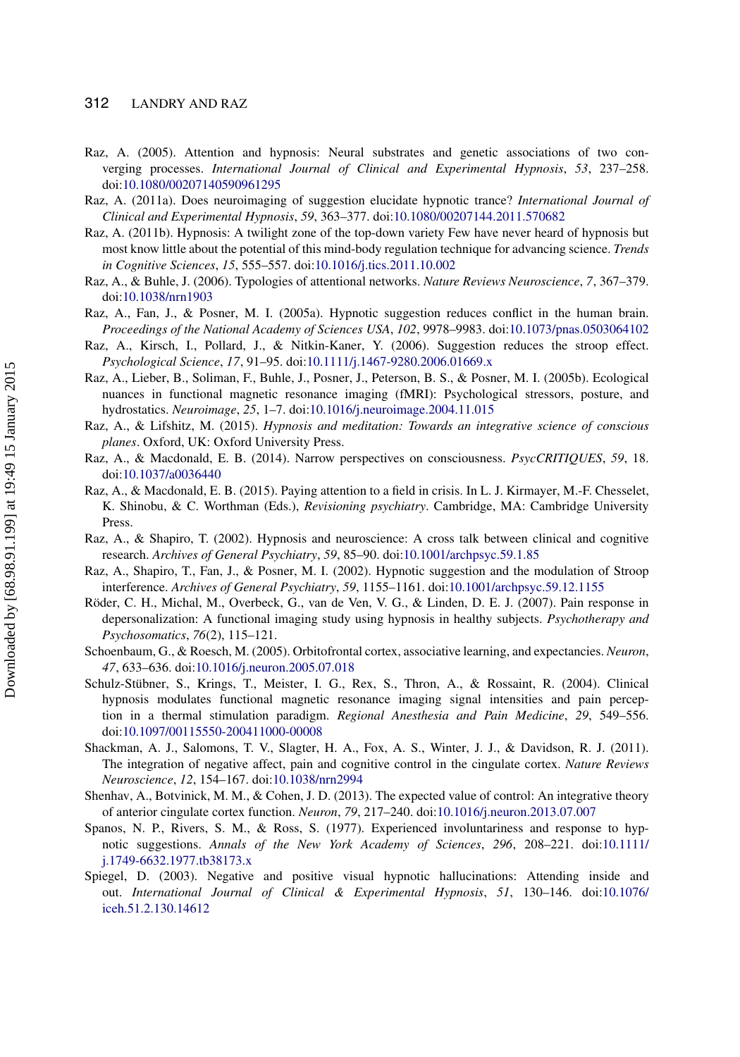Raz, A. (2005). Attention and hypnosis: Neural substrates and genetic associations of two converging processes. *International Journal of Clinical and Experimental Hypnosis*, *53*, 237–258. doi:10.1080/00207140590961295

Raz, A. (2011a). Does neuroimaging of suggestion elucidate hypnotic trance? *International Journal of Clinical and Experimental Hypnosis*, *59*, 363–377. doi:10.1080/00207144.2011.570682

Raz, A. (2011b). Hypnosis: A twilight zone of the top-down variety Few have never heard of hypnosis but most know little about the potential of this mind-body regulation technique for advancing science. *Trends in Cognitive Sciences*, *15*, 555–557. doi:10.1016/j.tics.2011.10.002

Raz, A., & Buhle, J. (2006). Typologies of attentional networks. *Nature Reviews Neuroscience*, *7*, 367–379. doi:10.1038/nrn1903

Raz, A., Fan, J., & Posner, M. I. (2005a). Hypnotic suggestion reduces conflict in the human brain. *Proceedings of the National Academy of Sciences USA*, *102*, 9978–9983. doi:10.1073/pnas.0503064102

Raz, A., Kirsch, I., Pollard, J., & Nitkin-Kaner, Y. (2006). Suggestion reduces the stroop effect. *Psychological Science*, *17*, 91–95. doi:10.1111/j.1467-9280.2006.01669.x

Raz, A., Lieber, B., Soliman, F., Buhle, J., Posner, J., Peterson, B. S., & Posner, M. I. (2005b). Ecological nuances in functional magnetic resonance imaging (fMRI): Psychological stressors, posture, and hydrostatics. *Neuroimage*, *25*, 1–7. doi:10.1016/j.neuroimage.2004.11.015

Raz, A., & Lifshitz, M. (2015). *Hypnosis and meditation: Towards an integrative science of conscious planes*. Oxford, UK: Oxford University Press.

Raz, A., & Macdonald, E. B. (2014). Narrow perspectives on consciousness. *PsycCRITIQUES*, *59*, 18. doi:10.1037/a0036440

Raz, A., & Macdonald, E. B. (2015). Paying attention to a field in crisis. In L. J. Kirmayer, M.-F. Chesselet, K. Shinobu, & C. Worthman (Eds.), *Revisioning psychiatry*. Cambridge, MA: Cambridge University Press.

Raz, A., & Shapiro, T. (2002). Hypnosis and neuroscience: A cross talk between clinical and cognitive research. *Archives of General Psychiatry*, *59*, 85–90. doi:10.1001/archpsyc.59.1.85

Raz, A., Shapiro, T., Fan, J., & Posner, M. I. (2002). Hypnotic suggestion and the modulation of Stroop interference. *Archives of General Psychiatry*, *59*, 1155–1161. doi:10.1001/archpsyc.59.12.1155

Röder, C. H., Michal, M., Overbeck, G., van de Ven, V. G., & Linden, D. E. J. (2007). Pain response in depersonalization: A functional imaging study using hypnosis in healthy subjects. *Psychotherapy and Psychosomatics*, *76*(2), 115–121.

Schoenbaum, G., & Roesch, M. (2005). Orbitofrontal cortex, associative learning, and expectancies. *Neuron*, *47*, 633–636. doi:10.1016/j.neuron.2005.07.018

Schulz-Stübner, S., Krings, T., Meister, I. G., Rex, S., Thron, A., & Rossaint, R. (2004). Clinical hypnosis modulates functional magnetic resonance imaging signal intensities and pain perception in a thermal stimulation paradigm. *Regional Anesthesia and Pain Medicine*, *29*, 549–556. doi:10.1097/00115550-200411000-00008

Shackman, A. J., Salomons, T. V., Slagter, H. A., Fox, A. S., Winter, J. J., & Davidson, R. J. (2011). The integration of negative affect, pain and cognitive control in the cingulate cortex. *Nature Reviews Neuroscience*, *12*, 154–167. doi:10.1038/nrn2994

Shenhav, A., Botvinick, M. M., & Cohen, J. D. (2013). The expected value of control: An integrative theory of anterior cingulate cortex function. *Neuron*, *79*, 217–240. doi:10.1016/j.neuron.2013.07.007

Spanos, N. P., Rivers, S. M., & Ross, S. (1977). Experienced involuntariness and response to hypnotic suggestions. *Annals of the New York Academy of Sciences*, *296*, 208–221. doi:10.1111/j.1749-6632.1977.tb38173.x

Spiegel, D. (2003). Negative and positive visual hypnotic hallucinations: Attending inside and out. *International Journal of Clinical & Experimental Hypnosis*, *51*, 130–146. doi:10.1076/iceh.51.2.130.14612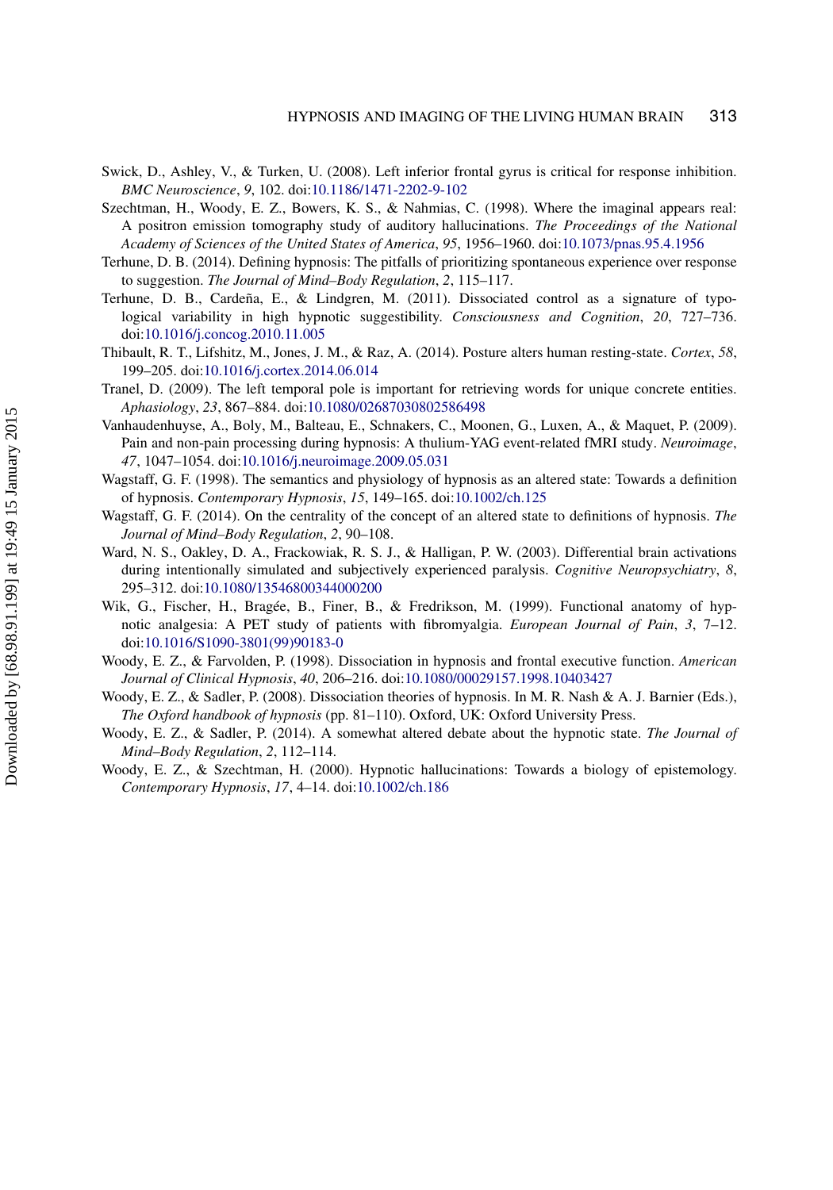Swick, D., Ashley, V., & Turken, U. (2008). Left inferior frontal gyrus is critical for response inhibition. *BMC Neuroscience*, *9*, 102. doi:10.1186/1471-2202-9-102

Szechtman, H., Woody, E. Z., Bowers, K. S., & Nahmias, C. (1998). Where the imaginal appears real: A positron emission tomography study of auditory hallucinations. *The Proceedings of the National Academy of Sciences of the United States of America*, *95*, 1956–1960. doi:10.1073/pnas.95.4.1956

Terhune, D. B. (2014). Defining hypnosis: The pitfalls of prioritizing spontaneous experience over response to suggestion. *The Journal of Mind–Body Regulation*, *2*, 115–117.

Terhune, D. B., Cardeña, E., & Lindgren, M. (2011). Dissociated control as a signature of typological variability in high hypnotic suggestibility. *Consciousness and Cognition*, *20*, 727–736. doi:10.1016/j.concog.2010.11.005

Thibault, R. T., Lifshitz, M., Jones, J. M., & Raz, A. (2014). Posture alters human resting-state. *Cortex*, *58*, 199–205. doi:10.1016/j.cortex.2014.06.014

Tranel, D. (2009). The left temporal pole is important for retrieving words for unique concrete entities. *Aphasiology*, *23*, 867–884. doi:10.1080/02687030802586498

Vanhaudenhuyse, A., Boly, M., Balteau, E., Schnakers, C., Moonen, G., Luxen, A., & Maquet, P. (2009). Pain and non-pain processing during hypnosis: A thulium-YAG event-related fMRI study. *Neuroimage*, *47*, 1047–1054. doi:10.1016/j.neuroimage.2009.05.031

Wagstaff, G. F. (1998). The semantics and physiology of hypnosis as an altered state: Towards a definition of hypnosis. *Contemporary Hypnosis*, *15*, 149–165. doi:10.1002/ch.125

Wagstaff, G. F. (2014). On the centrality of the concept of an altered state to definitions of hypnosis. *The Journal of Mind–Body Regulation*, *2*, 90–108.

Ward, N. S., Oakley, D. A., Frackowiak, R. S. J., & Halligan, P. W. (2003). Differential brain activations during intentionally simulated and subjectively experienced paralysis. *Cognitive Neuropsychiatry*, *8*, 295–312. doi:10.1080/13546800344000200

Wik, G., Fischer, H., Bragée, B., Finer, B., & Fredrikson, M. (1999). Functional anatomy of hypnotic analgesia: A PET study of patients with fibromyalgia. *European Journal of Pain*, *3*, 7–12. doi:10.1016/S1090-3801(99)90183-0

Woody, E. Z., & Farvolden, P. (1998). Dissociation in hypnosis and frontal executive function. *American Journal of Clinical Hypnosis*, *40*, 206–216. doi:10.1080/00029157.1998.10403427

Woody, E. Z., & Sadler, P. (2008). Dissociation theories of hypnosis. In M. R. Nash & A. J. Barnier (Eds.), *The Oxford handbook of hypnosis* (pp. 81–110). Oxford, UK: Oxford University Press.

Woody, E. Z., & Sadler, P. (2014). A somewhat altered debate about the hypnotic state. *The Journal of Mind–Body Regulation*, *2*, 112–114.

Woody, E. Z., & Szechtman, H. (2000). Hypnotic hallucinations: Towards a biology of epistemology. *Contemporary Hypnosis*, *17*, 4–14. doi:10.1002/ch.186